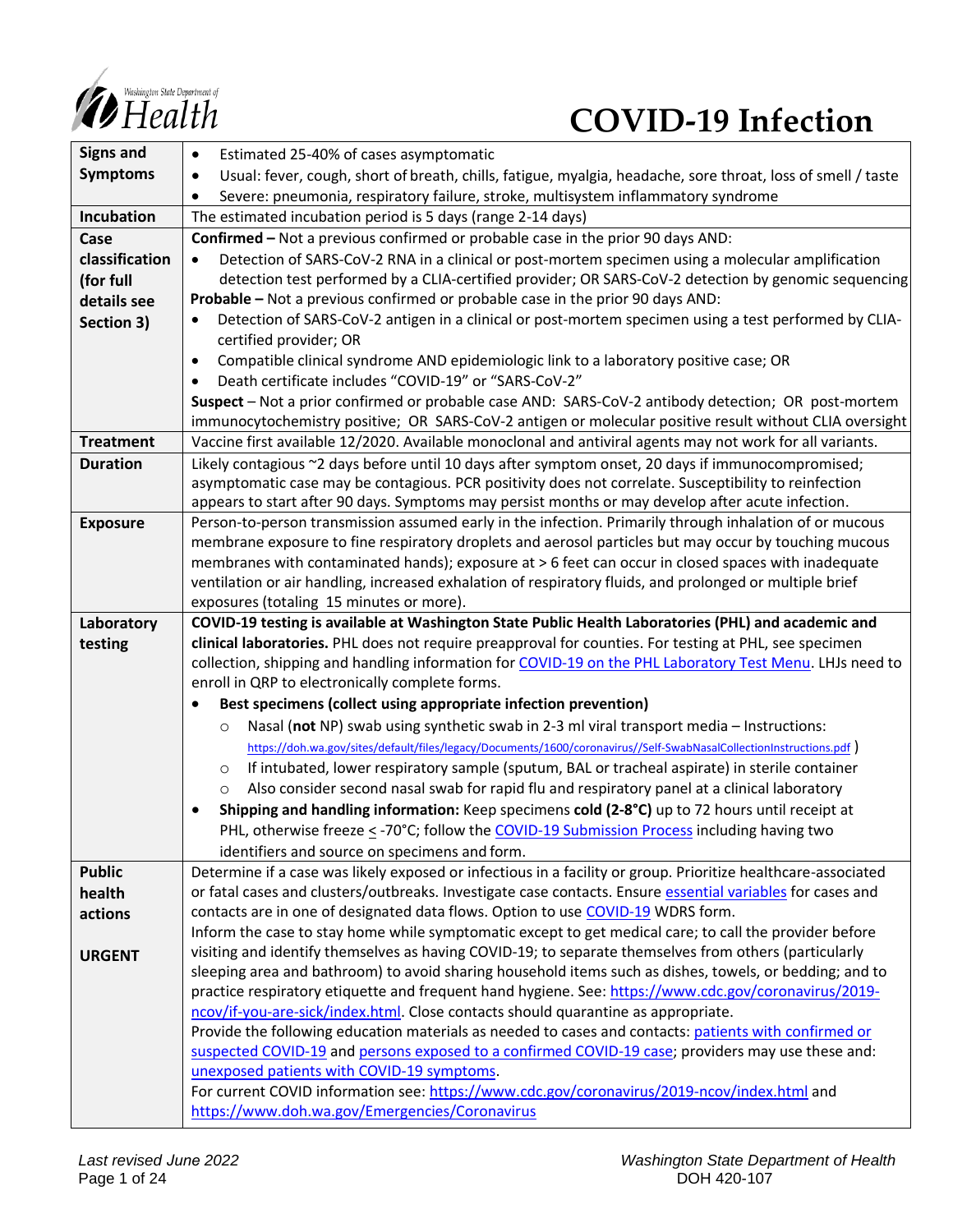# COVID-19 Infection

| | |
|---|---|
| **Signs and Symptoms** | • Estimated 25-40% of cases asymptomatic<br>• Usual: fever, cough, short of breath, chills, fatigue, myalgia, headache, sore throat, loss of smell / taste<br>• Severe: pneumonia, respiratory failure, stroke, multisystem inflammatory syndrome |
| **Incubation** | The estimated incubation period is 5 days (range 2-14 days) |
| **Case classification (for full details see Section 3)** | **Confirmed –** Not a previous confirmed or probable case in the prior 90 days AND:<br>• Detection of SARS-CoV-2 RNA in a clinical or post-mortem specimen using a molecular amplification detection test performed by a CLIA-certified provider; OR SARS-CoV-2 detection by genomic sequencing<br>**Probable –** Not a previous confirmed or probable case in the prior 90 days AND:<br>• Detection of SARS-CoV-2 antigen in a clinical or post-mortem specimen using a test performed by CLIA-certified provider; OR<br>• Compatible clinical syndrome AND epidemiologic link to a laboratory positive case; OR<br>• Death certificate includes "COVID-19" or "SARS-CoV-2"<br>**Suspect** – Not a prior confirmed or probable case AND: SARS-CoV-2 antibody detection; OR post-mortem immunocytochemistry positive; OR SARS-CoV-2 antigen or molecular positive result without CLIA oversight |
| **Treatment** | Vaccine first available 12/2020. Available monoclonal and antiviral agents may not work for all variants. |
| **Duration** | Likely contagious ~2 days before until 10 days after symptom onset, 20 days if immunocompromised; asymptomatic case may be contagious. PCR positivity does not correlate. Susceptibility to reinfection appears to start after 90 days. Symptoms may persist months or may develop after acute infection. |
| **Exposure** | Person-to-person transmission assumed early in the infection. Primarily through inhalation of or mucous membrane exposure to fine respiratory droplets and aerosol particles but may occur by touching mucous membranes with contaminated hands); exposure at > 6 feet can occur in closed spaces with inadequate ventilation or air handling, increased exhalation of respiratory fluids, and prolonged or multiple brief exposures (totaling 15 minutes or more). |
| **Laboratory testing** | **COVID-19 testing is available at Washington State Public Health Laboratories (PHL) and academic and clinical laboratories.** PHL does not require preapproval for counties. For testing at PHL, see specimen collection, shipping and handling information for [COVID-19 on the PHL Laboratory Test Menu](). LHJs need to enroll in QRP to electronically complete forms.<br>• **Best specimens (collect using appropriate infection prevention)**<br>  ○ Nasal (**not** NP) swab using synthetic swab in 2-3 ml viral transport media – Instructions: https://doh.wa.gov/sites/default/files/legacy/Documents/1600/coronavirus//Self-SwabNasalCollectionInstructions.pdf )<br>  ○ If intubated, lower respiratory sample (sputum, BAL or tracheal aspirate) in sterile container<br>  ○ Also consider second nasal swab for rapid flu and respiratory panel at a clinical laboratory<br>• **Shipping and handling information:** Keep specimens **cold (2-8°C)** up to 72 hours until receipt at PHL, otherwise freeze < -70°C; follow the COVID-19 Submission Process including having two identifiers and source on specimens and form. |
| **Public health actions**<br><br>**URGENT** | Determine if a case was likely exposed or infectious in a facility or group. Prioritize healthcare-associated or fatal cases and clusters/outbreaks. Investigate case contacts. Ensure essential variables for cases and contacts are in one of designated data flows. Option to use COVID-19 WDRS form.<br>Inform the case to stay home while symptomatic except to get medical care; to call the provider before visiting and identify themselves as having COVID-19; to separate themselves from others (particularly sleeping area and bathroom) to avoid sharing household items such as dishes, towels, or bedding; and to practice respiratory etiquette and frequent hand hygiene. See: https://www.cdc.gov/coronavirus/2019-ncov/if-you-are-sick/index.html. Close contacts should quarantine as appropriate.<br>Provide the following education materials as needed to cases and contacts: patients with confirmed or suspected COVID-19 and persons exposed to a confirmed COVID-19 case; providers may use these and: unexposed patients with COVID-19 symptoms.<br>For current COVID information see: https://www.cdc.gov/coronavirus/2019-ncov/index.html and https://www.doh.wa.gov/Emergencies/Coronavirus |

*Last revised June 2022*

Washington State Department of Health
DOH 420-107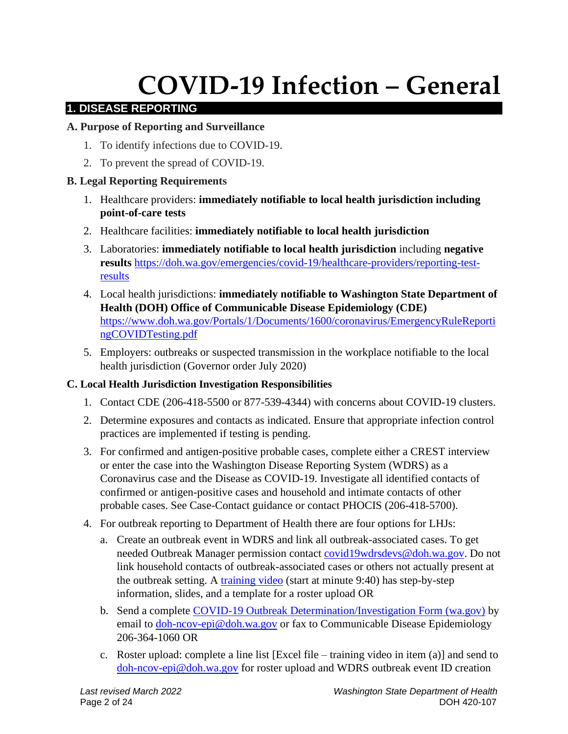# COVID-19 Infection – General

## 1. DISEASE REPORTING

### A. Purpose of Reporting and Surveillance

1. To identify infections due to COVID-19.
2. To prevent the spread of COVID-19.

### B. Legal Reporting Requirements

1. Healthcare providers: **immediately notifiable to local health jurisdiction including point-of-care tests**
2. Healthcare facilities: **immediately notifiable to local health jurisdiction**
3. Laboratories: **immediately notifiable to local health jurisdiction** including **negative results** https://doh.wa.gov/emergencies/covid-19/healthcare-providers/reporting-test-results
4. Local health jurisdictions: **immediately notifiable to Washington State Department of Health (DOH) Office of Communicable Disease Epidemiology (CDE)** https://www.doh.wa.gov/Portals/1/Documents/1600/coronavirus/EmergencyRuleReportingCOVIDTesting.pdf
5. Employers: outbreaks or suspected transmission in the workplace notifiable to the local health jurisdiction (Governor order July 2020)

### C. Local Health Jurisdiction Investigation Responsibilities

1. Contact CDE (206-418-5500 or 877-539-4344) with concerns about COVID-19 clusters.
2. Determine exposures and contacts as indicated. Ensure that appropriate infection control practices are implemented if testing is pending.
3. For confirmed and antigen-positive probable cases, complete either a CREST interview or enter the case into the Washington Disease Reporting System (WDRS) as a Coronavirus case and the Disease as COVID-19. Investigate all identified contacts of confirmed or antigen-positive cases and household and intimate contacts of other probable cases. See Case-Contact guidance or contact PHOCIS (206-418-5700).
4. For outbreak reporting to Department of Health there are four options for LHJs:
   a. Create an outbreak event in WDRS and link all outbreak-associated cases. To get needed Outbreak Manager permission contact covid19wdrsdevs@doh.wa.gov. Do not link household contacts of outbreak-associated cases or others not actually present at the outbreak setting. A training video (start at minute 9:40) has step-by-step information, slides, and a template for a roster upload OR
   b. Send a complete COVID-19 Outbreak Determination/Investigation Form (wa.gov) by email to doh-ncov-epi@doh.wa.gov or fax to Communicable Disease Epidemiology 206-364-1060 OR
   c. Roster upload: complete a line list [Excel file – training video in item (a)] and send to doh-ncov-epi@doh.wa.gov for roster upload and WDRS outbreak event ID creation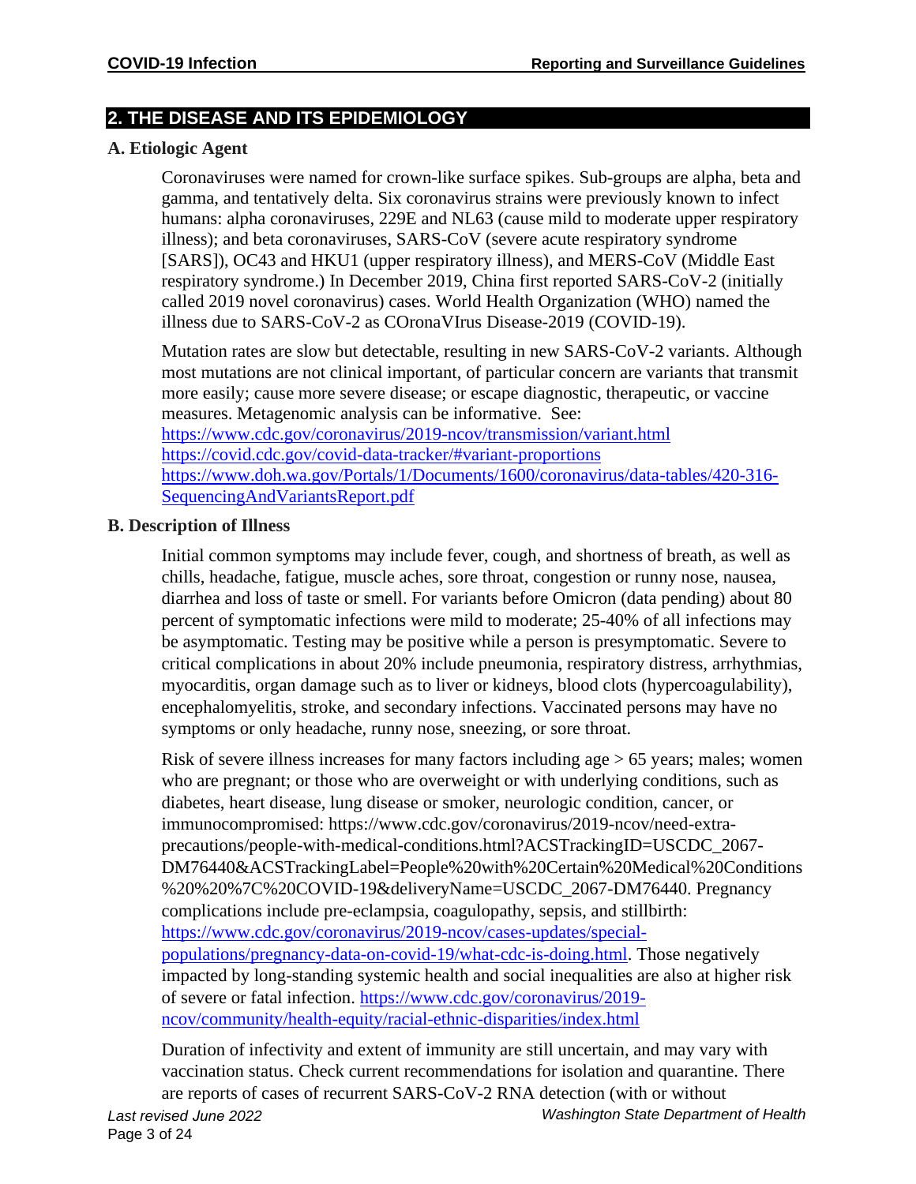## 2. THE DISEASE AND ITS EPIDEMIOLOGY

### A. Etiologic Agent

Coronaviruses were named for crown-like surface spikes. Sub-groups are alpha, beta and gamma, and tentatively delta. Six coronavirus strains were previously known to infect humans: alpha coronaviruses, 229E and NL63 (cause mild to moderate upper respiratory illness); and beta coronaviruses, SARS-CoV (severe acute respiratory syndrome [SARS]), OC43 and HKU1 (upper respiratory illness), and MERS-CoV (Middle East respiratory syndrome.) In December 2019, China first reported SARS-CoV-2 (initially called 2019 novel coronavirus) cases. World Health Organization (WHO) named the illness due to SARS-CoV-2 as COronaVIrus Disease-2019 (COVID-19).

Mutation rates are slow but detectable, resulting in new SARS-CoV-2 variants. Although most mutations are not clinical important, of particular concern are variants that transmit more easily; cause more severe disease; or escape diagnostic, therapeutic, or vaccine measures. Metagenomic analysis can be informative. See:
https://www.cdc.gov/coronavirus/2019-ncov/transmission/variant.html
https://covid.cdc.gov/covid-data-tracker/#variant-proportions
https://www.doh.wa.gov/Portals/1/Documents/1600/coronavirus/data-tables/420-316-SequencingAndVariantsReport.pdf

### B. Description of Illness

Initial common symptoms may include fever, cough, and shortness of breath, as well as chills, headache, fatigue, muscle aches, sore throat, congestion or runny nose, nausea, diarrhea and loss of taste or smell. For variants before Omicron (data pending) about 80 percent of symptomatic infections were mild to moderate; 25-40% of all infections may be asymptomatic. Testing may be positive while a person is presymptomatic. Severe to critical complications in about 20% include pneumonia, respiratory distress, arrhythmias, myocarditis, organ damage such as to liver or kidneys, blood clots (hypercoagulability), encephalomyelitis, stroke, and secondary infections. Vaccinated persons may have no symptoms or only headache, runny nose, sneezing, or sore throat.

Risk of severe illness increases for many factors including age > 65 years; males; women who are pregnant; or those who are overweight or with underlying conditions, such as diabetes, heart disease, lung disease or smoker, neurologic condition, cancer, or immunocompromised: https://www.cdc.gov/coronavirus/2019-ncov/need-extra-precautions/people-with-medical-conditions.html?ACSTrackingID=USCDC_2067-DM76440&ACSTrackingLabel=People%20with%20Certain%20Medical%20Conditions%20%20%7C%20COVID-19&deliveryName=USCDC_2067-DM76440. Pregnancy complications include pre-eclampsia, coagulopathy, sepsis, and stillbirth: https://www.cdc.gov/coronavirus/2019-ncov/cases-updates/special-populations/pregnancy-data-on-covid-19/what-cdc-is-doing.html. Those negatively impacted by long-standing systemic health and social inequalities are also at higher risk of severe or fatal infection. https://www.cdc.gov/coronavirus/2019-ncov/community/health-equity/racial-ethnic-disparities/index.html

Duration of infectivity and extent of immunity are still uncertain, and may vary with vaccination status. Check current recommendations for isolation and quarantine. There are reports of cases of recurrent SARS-CoV-2 RNA detection (with or without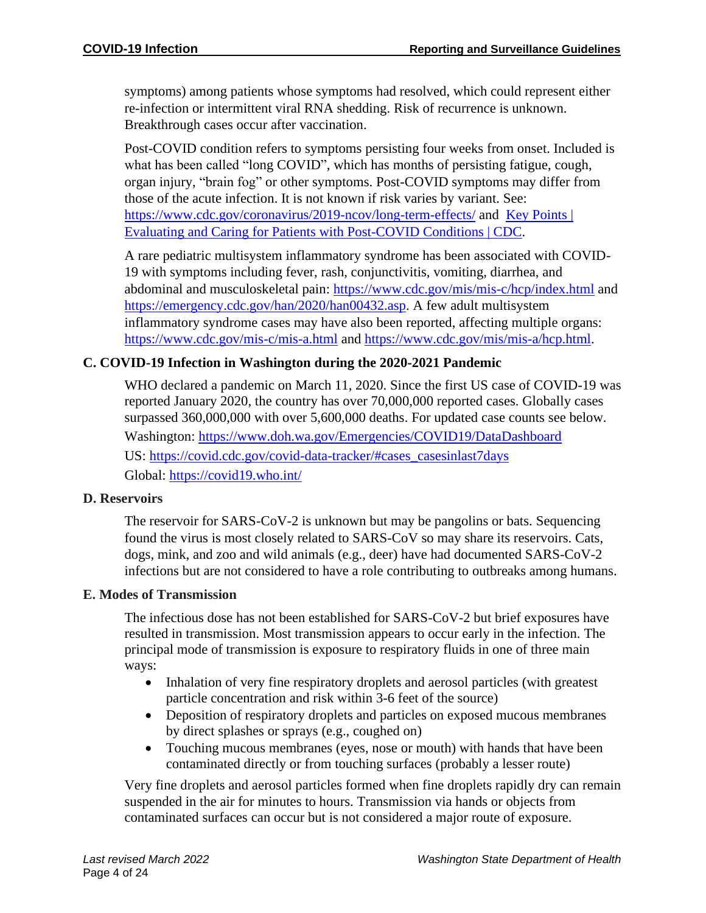symptoms) among patients whose symptoms had resolved, which could represent either re-infection or intermittent viral RNA shedding. Risk of recurrence is unknown. Breakthrough cases occur after vaccination.

Post-COVID condition refers to symptoms persisting four weeks from onset. Included is what has been called "long COVID", which has months of persisting fatigue, cough, organ injury, "brain fog" or other symptoms. Post-COVID symptoms may differ from those of the acute infection. It is not known if risk varies by variant. See: [https://www.cdc.gov/coronavirus/2019-ncov/long-term-effects/](https://www.cdc.gov/coronavirus/2019-ncov/long-term-effects/) and Key Points | Evaluating and Caring for Patients with Post-COVID Conditions | CDC.

A rare pediatric multisystem inflammatory syndrome has been associated with COVID-19 with symptoms including fever, rash, conjunctivitis, vomiting, diarrhea, and abdominal and musculoskeletal pain: [https://www.cdc.gov/mis/mis-c/hcp/index.html](https://www.cdc.gov/mis/mis-c/hcp/index.html) and [https://emergency.cdc.gov/han/2020/han00432.asp](https://emergency.cdc.gov/han/2020/han00432.asp). A few adult multisystem inflammatory syndrome cases may have also been reported, affecting multiple organs: [https://www.cdc.gov/mis-c/mis-a.html](https://www.cdc.gov/mis-c/mis-a.html) and [https://www.cdc.gov/mis/mis-a/hcp.html](https://www.cdc.gov/mis/mis-a/hcp.html).

### C. COVID-19 Infection in Washington during the 2020-2021 Pandemic

WHO declared a pandemic on March 11, 2020. Since the first US case of COVID-19 was reported January 2020, the country has over 70,000,000 reported cases. Globally cases surpassed 360,000,000 with over 5,600,000 deaths. For updated case counts see below.

Washington: [https://www.doh.wa.gov/Emergencies/COVID19/DataDashboard](https://www.doh.wa.gov/Emergencies/COVID19/DataDashboard)

US: [https://covid.cdc.gov/covid-data-tracker/#cases_casesinlast7days](https://covid.cdc.gov/covid-data-tracker/#cases_casesinlast7days)

Global: [https://covid19.who.int/](https://covid19.who.int/)

### D. Reservoirs

The reservoir for SARS-CoV-2 is unknown but may be pangolins or bats. Sequencing found the virus is most closely related to SARS-CoV so may share its reservoirs. Cats, dogs, mink, and zoo and wild animals (e.g., deer) have had documented SARS-CoV-2 infections but are not considered to have a role contributing to outbreaks among humans.

### E. Modes of Transmission

The infectious dose has not been established for SARS-CoV-2 but brief exposures have resulted in transmission. Most transmission appears to occur early in the infection. The principal mode of transmission is exposure to respiratory fluids in one of three main ways:

- Inhalation of very fine respiratory droplets and aerosol particles (with greatest particle concentration and risk within 3-6 feet of the source)
- Deposition of respiratory droplets and particles on exposed mucous membranes by direct splashes or sprays (e.g., coughed on)
- Touching mucous membranes (eyes, nose or mouth) with hands that have been contaminated directly or from touching surfaces (probably a lesser route)

Very fine droplets and aerosol particles formed when fine droplets rapidly dry can remain suspended in the air for minutes to hours. Transmission via hands or objects from contaminated surfaces can occur but is not considered a major route of exposure.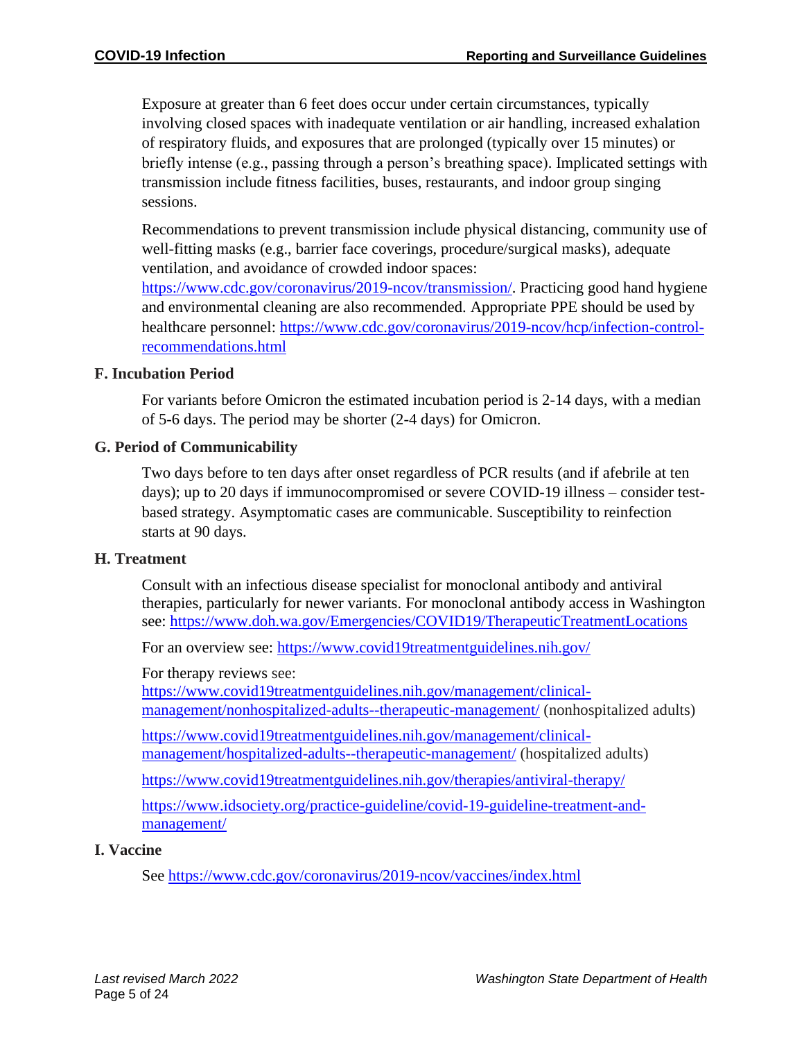Exposure at greater than 6 feet does occur under certain circumstances, typically involving closed spaces with inadequate ventilation or air handling, increased exhalation of respiratory fluids, and exposures that are prolonged (typically over 15 minutes) or briefly intense (e.g., passing through a person's breathing space). Implicated settings with transmission include fitness facilities, buses, restaurants, and indoor group singing sessions.

Recommendations to prevent transmission include physical distancing, community use of well-fitting masks (e.g., barrier face coverings, procedure/surgical masks), adequate ventilation, and avoidance of crowded indoor spaces: https://www.cdc.gov/coronavirus/2019-ncov/transmission/. Practicing good hand hygiene and environmental cleaning are also recommended. Appropriate PPE should be used by healthcare personnel: https://www.cdc.gov/coronavirus/2019-ncov/hcp/infection-control-recommendations.html

### F. Incubation Period

For variants before Omicron the estimated incubation period is 2-14 days, with a median of 5-6 days. The period may be shorter (2-4 days) for Omicron.

### G. Period of Communicability

Two days before to ten days after onset regardless of PCR results (and if afebrile at ten days); up to 20 days if immunocompromised or severe COVID-19 illness – consider test-based strategy. Asymptomatic cases are communicable. Susceptibility to reinfection starts at 90 days.

### H. Treatment

Consult with an infectious disease specialist for monoclonal antibody and antiviral therapies, particularly for newer variants. For monoclonal antibody access in Washington see: https://www.doh.wa.gov/Emergencies/COVID19/TherapeuticTreatmentLocations

For an overview see: https://www.covid19treatmentguidelines.nih.gov/

For therapy reviews see:
https://www.covid19treatmentguidelines.nih.gov/management/clinical-management/nonhospitalized-adults--therapeutic-management/ (nonhospitalized adults)

https://www.covid19treatmentguidelines.nih.gov/management/clinical-management/hospitalized-adults--therapeutic-management/ (hospitalized adults)

https://www.covid19treatmentguidelines.nih.gov/therapies/antiviral-therapy/

https://www.idsociety.org/practice-guideline/covid-19-guideline-treatment-and-management/

### I. Vaccine

See https://www.cdc.gov/coronavirus/2019-ncov/vaccines/index.html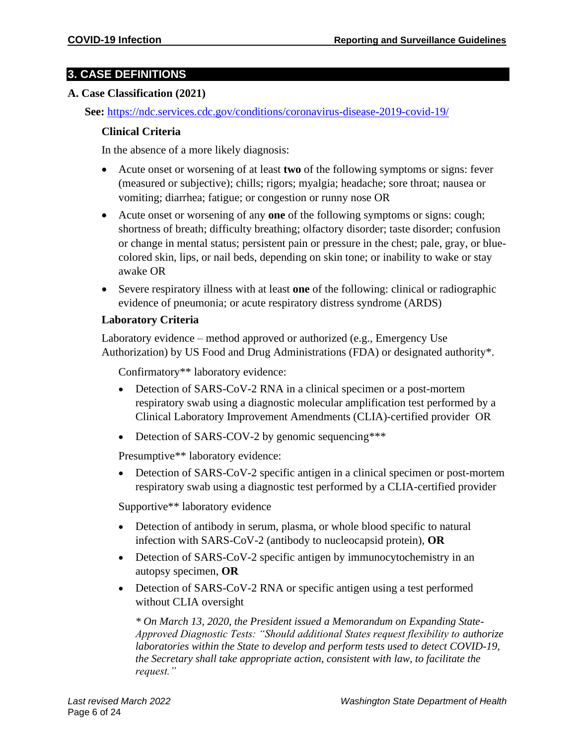## 3. CASE DEFINITIONS

### A. Case Classification (2021)

**See:** https://ndc.services.cdc.gov/conditions/coronavirus-disease-2019-covid-19/

#### Clinical Criteria

In the absence of a more likely diagnosis:

- Acute onset or worsening of at least **two** of the following symptoms or signs: fever (measured or subjective); chills; rigors; myalgia; headache; sore throat; nausea or vomiting; diarrhea; fatigue; or congestion or runny nose OR
- Acute onset or worsening of any **one** of the following symptoms or signs: cough; shortness of breath; difficulty breathing; olfactory disorder; taste disorder; confusion or change in mental status; persistent pain or pressure in the chest; pale, gray, or blue-colored skin, lips, or nail beds, depending on skin tone; or inability to wake or stay awake OR
- Severe respiratory illness with at least **one** of the following: clinical or radiographic evidence of pneumonia; or acute respiratory distress syndrome (ARDS)

#### Laboratory Criteria

Laboratory evidence – method approved or authorized (e.g., Emergency Use Authorization) by US Food and Drug Administrations (FDA) or designated authority*.

Confirmatory** laboratory evidence:

- Detection of SARS-CoV-2 RNA in a clinical specimen or a post-mortem respiratory swab using a diagnostic molecular amplification test performed by a Clinical Laboratory Improvement Amendments (CLIA)-certified provider OR
- Detection of SARS-COV-2 by genomic sequencing***

Presumptive** laboratory evidence:

- Detection of SARS-CoV-2 specific antigen in a clinical specimen or post-mortem respiratory swab using a diagnostic test performed by a CLIA-certified provider

Supportive** laboratory evidence

- Detection of antibody in serum, plasma, or whole blood specific to natural infection with SARS-CoV-2 (antibody to nucleocapsid protein), **OR**
- Detection of SARS-CoV-2 specific antigen by immunocytochemistry in an autopsy specimen, **OR**
- Detection of SARS-CoV-2 RNA or specific antigen using a test performed without CLIA oversight

*\* On March 13, 2020, the President issued a Memorandum on Expanding State-Approved Diagnostic Tests: "Should additional States request flexibility to authorize laboratories within the State to develop and perform tests used to detect COVID-19, the Secretary shall take appropriate action, consistent with law, to facilitate the request."*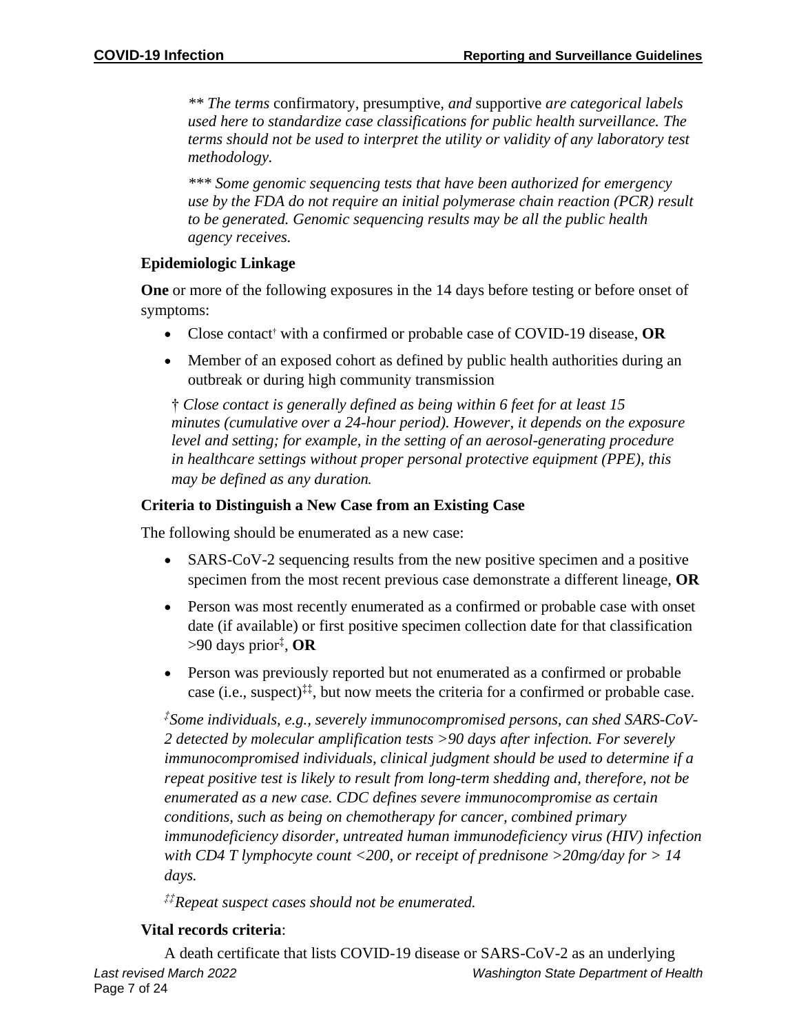*** The terms* confirmatory, presumptive, *and* supportive *are categorical labels used here to standardize case classifications for public health surveillance. The terms should not be used to interpret the utility or validity of any laboratory test methodology.*

**** Some genomic sequencing tests that have been authorized for emergency use by the FDA do not require an initial polymerase chain reaction (PCR) result to be generated. Genomic sequencing results may be all the public health agency receives.*

**Epidemiologic Linkage**

**One** or more of the following exposures in the 14 days before testing or before onset of symptoms:

- Close contact[†] with a confirmed or probable case of COVID-19 disease, **OR**
- Member of an exposed cohort as defined by public health authorities during an outbreak or during high community transmission

† *Close contact is generally defined as being within 6 feet for at least 15 minutes (cumulative over a 24-hour period). However, it depends on the exposure level and setting; for example, in the setting of an aerosol-generating procedure in healthcare settings without proper personal protective equipment (PPE), this may be defined as any duration.*

**Criteria to Distinguish a New Case from an Existing Case**

The following should be enumerated as a new case:

- SARS-CoV-2 sequencing results from the new positive specimen and a positive specimen from the most recent previous case demonstrate a different lineage, **OR**
- Person was most recently enumerated as a confirmed or probable case with onset date (if available) or first positive specimen collection date for that classification >90 days prior[‡], **OR**
- Person was previously reported but not enumerated as a confirmed or probable case (i.e., suspect)[‡‡], but now meets the criteria for a confirmed or probable case.

[‡]*Some individuals, e.g., severely immunocompromised persons, can shed SARS-CoV-2 detected by molecular amplification tests >90 days after infection. For severely immunocompromised individuals, clinical judgment should be used to determine if a repeat positive test is likely to result from long-term shedding and, therefore, not be enumerated as a new case. CDC defines severe immunocompromise as certain conditions, such as being on chemotherapy for cancer, combined primary immunodeficiency disorder, untreated human immunodeficiency virus (HIV) infection with CD4 T lymphocyte count <200, or receipt of prednisone >20mg/day for > 14 days.*

[‡‡]*Repeat suspect cases should not be enumerated.*

**Vital records criteria**:

A death certificate that lists COVID-19 disease or SARS-CoV-2 as an underlying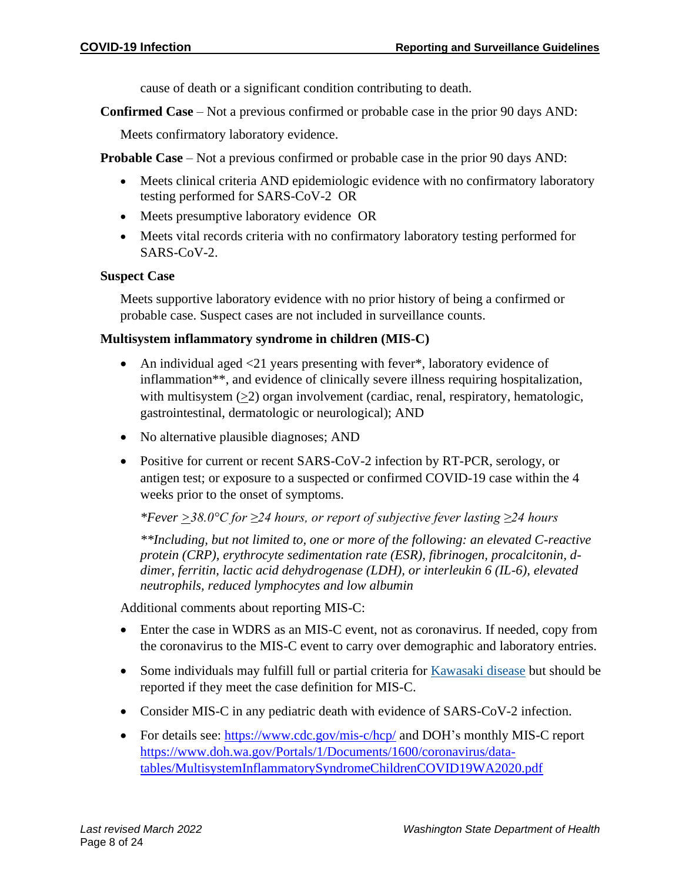cause of death or a significant condition contributing to death.

**Confirmed Case** – Not a previous confirmed or probable case in the prior 90 days AND:

Meets confirmatory laboratory evidence.

**Probable Case** – Not a previous confirmed or probable case in the prior 90 days AND:

- Meets clinical criteria AND epidemiologic evidence with no confirmatory laboratory testing performed for SARS-CoV-2 OR
- Meets presumptive laboratory evidence OR
- Meets vital records criteria with no confirmatory laboratory testing performed for SARS-CoV-2.

**Suspect Case**

Meets supportive laboratory evidence with no prior history of being a confirmed or probable case. Suspect cases are not included in surveillance counts.

**Multisystem inflammatory syndrome in children (MIS-C)**

- An individual aged <21 years presenting with fever*, laboratory evidence of inflammation**, and evidence of clinically severe illness requiring hospitalization, with multisystem (≥2) organ involvement (cardiac, renal, respiratory, hematologic, gastrointestinal, dermatologic or neurological); AND
- No alternative plausible diagnoses; AND
- Positive for current or recent SARS-CoV-2 infection by RT-PCR, serology, or antigen test; or exposure to a suspected or confirmed COVID-19 case within the 4 weeks prior to the onset of symptoms.

*\*Fever ≥38.0°C for ≥24 hours, or report of subjective fever lasting ≥24 hours*

*\*\*Including, but not limited to, one or more of the following: an elevated C-reactive protein (CRP), erythrocyte sedimentation rate (ESR), fibrinogen, procalcitonin, d-dimer, ferritin, lactic acid dehydrogenase (LDH), or interleukin 6 (IL-6), elevated neutrophils, reduced lymphocytes and low albumin*

Additional comments about reporting MIS-C:

- Enter the case in WDRS as an MIS-C event, not as coronavirus. If needed, copy from the coronavirus to the MIS-C event to carry over demographic and laboratory entries.
- Some individuals may fulfill full or partial criteria for [Kawasaki disease]() but should be reported if they meet the case definition for MIS-C.
- Consider MIS-C in any pediatric death with evidence of SARS-CoV-2 infection.
- For details see: https://www.cdc.gov/mis-c/hcp/ and DOH's monthly MIS-C report https://www.doh.wa.gov/Portals/1/Documents/1600/coronavirus/data-tables/MultisystemInflammatorySyndromeChildrenCOVID19WA2020.pdf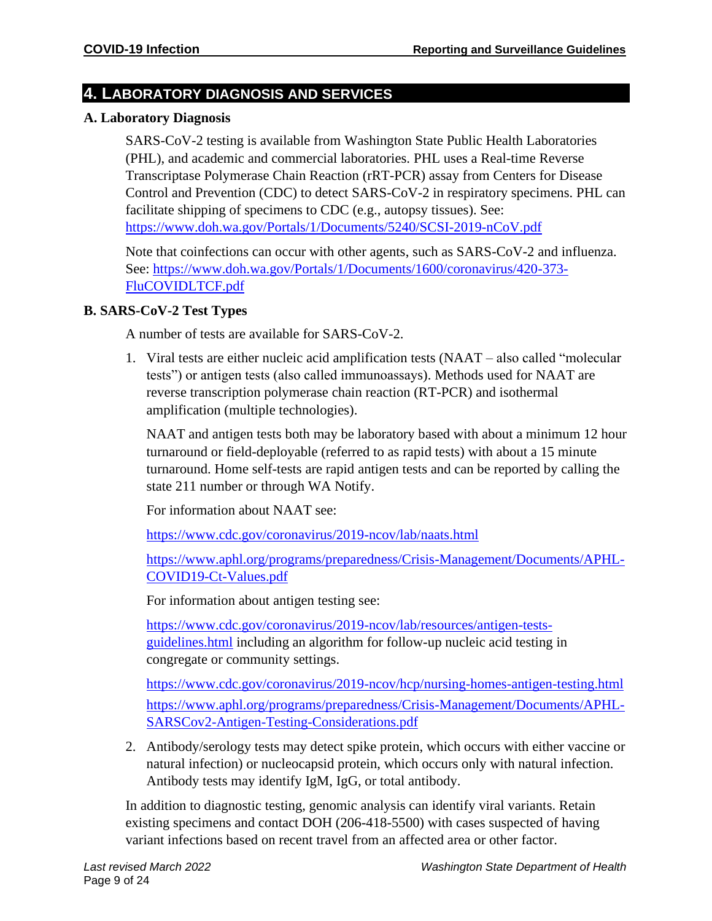## 4. LABORATORY DIAGNOSIS AND SERVICES

### A. Laboratory Diagnosis

SARS-CoV-2 testing is available from Washington State Public Health Laboratories (PHL), and academic and commercial laboratories. PHL uses a Real-time Reverse Transcriptase Polymerase Chain Reaction (rRT-PCR) assay from Centers for Disease Control and Prevention (CDC) to detect SARS-CoV-2 in respiratory specimens. PHL can facilitate shipping of specimens to CDC (e.g., autopsy tissues). See: https://www.doh.wa.gov/Portals/1/Documents/5240/SCSI-2019-nCoV.pdf

Note that coinfections can occur with other agents, such as SARS-CoV-2 and influenza. See: https://www.doh.wa.gov/Portals/1/Documents/1600/coronavirus/420-373-FluCOVIDLTCF.pdf

### B. SARS-CoV-2 Test Types

A number of tests are available for SARS-CoV-2.

1. Viral tests are either nucleic acid amplification tests (NAAT – also called "molecular tests") or antigen tests (also called immunoassays). Methods used for NAAT are reverse transcription polymerase chain reaction (RT-PCR) and isothermal amplification (multiple technologies).

   NAAT and antigen tests both may be laboratory based with about a minimum 12 hour turnaround or field-deployable (referred to as rapid tests) with about a 15 minute turnaround. Home self-tests are rapid antigen tests and can be reported by calling the state 211 number or through WA Notify.

   For information about NAAT see:

   https://www.cdc.gov/coronavirus/2019-ncov/lab/naats.html

   https://www.aphl.org/programs/preparedness/Crisis-Management/Documents/APHL-COVID19-Ct-Values.pdf

   For information about antigen testing see:

   https://www.cdc.gov/coronavirus/2019-ncov/lab/resources/antigen-tests-guidelines.html including an algorithm for follow-up nucleic acid testing in congregate or community settings.

   https://www.cdc.gov/coronavirus/2019-ncov/hcp/nursing-homes-antigen-testing.html

   https://www.aphl.org/programs/preparedness/Crisis-Management/Documents/APHL-SARSCov2-Antigen-Testing-Considerations.pdf

2. Antibody/serology tests may detect spike protein, which occurs with either vaccine or natural infection) or nucleocapsid protein, which occurs only with natural infection. Antibody tests may identify IgM, IgG, or total antibody.

In addition to diagnostic testing, genomic analysis can identify viral variants. Retain existing specimens and contact DOH (206-418-5500) with cases suspected of having variant infections based on recent travel from an affected area or other factor.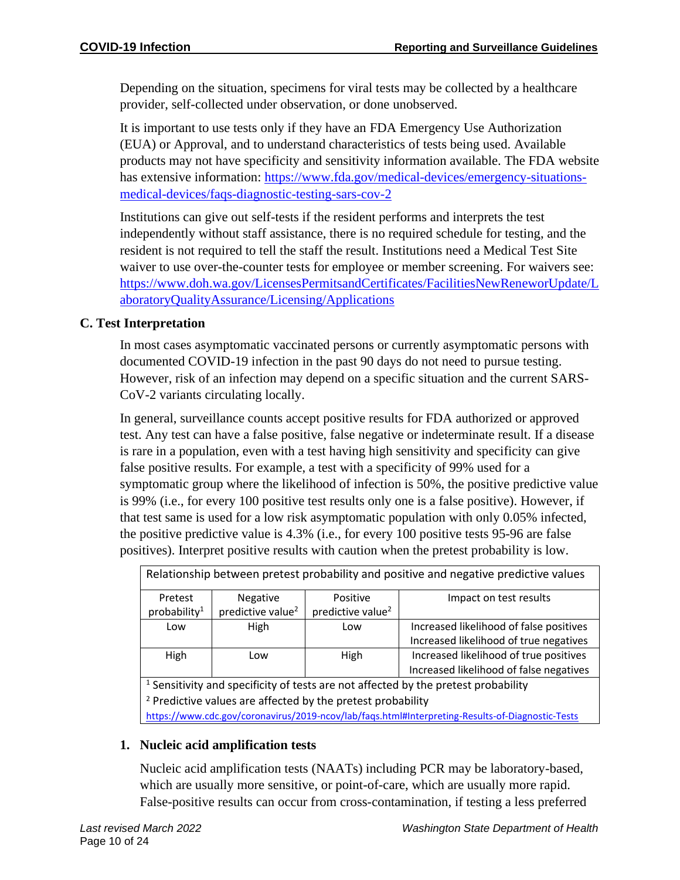Depending on the situation, specimens for viral tests may be collected by a healthcare provider, self-collected under observation, or done unobserved.

It is important to use tests only if they have an FDA Emergency Use Authorization (EUA) or Approval, and to understand characteristics of tests being used. Available products may not have specificity and sensitivity information available. The FDA website has extensive information: https://www.fda.gov/medical-devices/emergency-situations-medical-devices/faqs-diagnostic-testing-sars-cov-2

Institutions can give out self-tests if the resident performs and interprets the test independently without staff assistance, there is no required schedule for testing, and the resident is not required to tell the staff the result. Institutions need a Medical Test Site waiver to use over-the-counter tests for employee or member screening. For waivers see: https://www.doh.wa.gov/LicensesPermitsandCertificates/FacilitiesNewReneworUpdate/LaboratoryQualityAssurance/Licensing/Applications

## C. Test Interpretation

In most cases asymptomatic vaccinated persons or currently asymptomatic persons with documented COVID-19 infection in the past 90 days do not need to pursue testing. However, risk of an infection may depend on a specific situation and the current SARS-CoV-2 variants circulating locally.

In general, surveillance counts accept positive results for FDA authorized or approved test. Any test can have a false positive, false negative or indeterminate result. If a disease is rare in a population, even with a test having high sensitivity and specificity can give false positive results. For example, a test with a specificity of 99% used for a symptomatic group where the likelihood of infection is 50%, the positive predictive value is 99% (i.e., for every 100 positive test results only one is a false positive). However, if that test same is used for a low risk asymptomatic population with only 0.05% infected, the positive predictive value is 4.3% (i.e., for every 100 positive tests 95-96 are false positives). Interpret positive results with caution when the pretest probability is low.

| Relationship between pretest probability and positive and negative predictive values | | | |
|---|---|---|---|
| Pretest probability[1] | Negative predictive value[2] | Positive predictive value[2] | Impact on test results |
| Low | High | Low | Increased likelihood of false positives<br>Increased likelihood of true negatives |
| High | Low | High | Increased likelihood of true positives<br>Increased likelihood of false negatives |

[1] Sensitivity and specificity of tests are not affected by the pretest probability
[2] Predictive values are affected by the pretest probability
https://www.cdc.gov/coronavirus/2019-ncov/lab/faqs.html#Interpreting-Results-of-Diagnostic-Tests

### 1. Nucleic acid amplification tests

Nucleic acid amplification tests (NAATs) including PCR may be laboratory-based, which are usually more sensitive, or point-of-care, which are usually more rapid. False-positive results can occur from cross-contamination, if testing a less preferred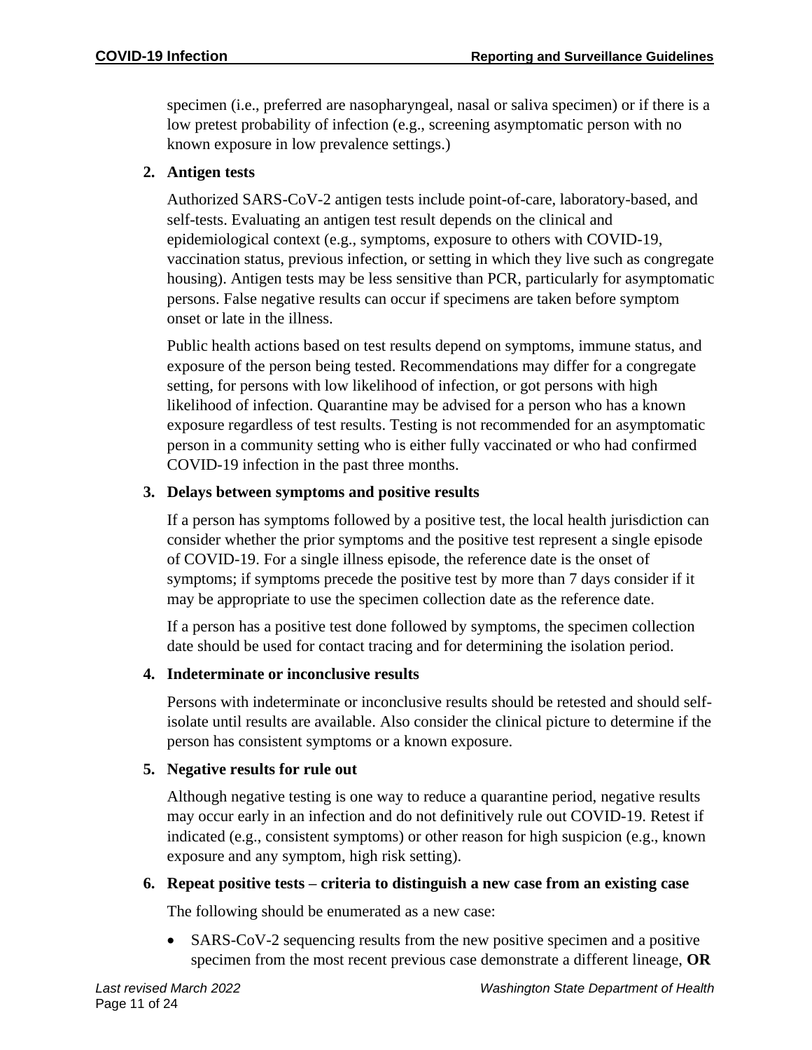specimen (i.e., preferred are nasopharyngeal, nasal or saliva specimen) or if there is a low pretest probability of infection (e.g., screening asymptomatic person with no known exposure in low prevalence settings.)

**2. Antigen tests**

Authorized SARS-CoV-2 antigen tests include point-of-care, laboratory-based, and self-tests. Evaluating an antigen test result depends on the clinical and epidemiological context (e.g., symptoms, exposure to others with COVID-19, vaccination status, previous infection, or setting in which they live such as congregate housing). Antigen tests may be less sensitive than PCR, particularly for asymptomatic persons. False negative results can occur if specimens are taken before symptom onset or late in the illness.

Public health actions based on test results depend on symptoms, immune status, and exposure of the person being tested. Recommendations may differ for a congregate setting, for persons with low likelihood of infection, or got persons with high likelihood of infection. Quarantine may be advised for a person who has a known exposure regardless of test results. Testing is not recommended for an asymptomatic person in a community setting who is either fully vaccinated or who had confirmed COVID-19 infection in the past three months.

**3. Delays between symptoms and positive results**

If a person has symptoms followed by a positive test, the local health jurisdiction can consider whether the prior symptoms and the positive test represent a single episode of COVID-19. For a single illness episode, the reference date is the onset of symptoms; if symptoms precede the positive test by more than 7 days consider if it may be appropriate to use the specimen collection date as the reference date.

If a person has a positive test done followed by symptoms, the specimen collection date should be used for contact tracing and for determining the isolation period.

**4. Indeterminate or inconclusive results**

Persons with indeterminate or inconclusive results should be retested and should self-isolate until results are available. Also consider the clinical picture to determine if the person has consistent symptoms or a known exposure.

**5. Negative results for rule out**

Although negative testing is one way to reduce a quarantine period, negative results may occur early in an infection and do not definitively rule out COVID-19. Retest if indicated (e.g., consistent symptoms) or other reason for high suspicion (e.g., known exposure and any symptom, high risk setting).

**6. Repeat positive tests – criteria to distinguish a new case from an existing case**

The following should be enumerated as a new case:

- SARS-CoV-2 sequencing results from the new positive specimen and a positive specimen from the most recent previous case demonstrate a different lineage, **OR**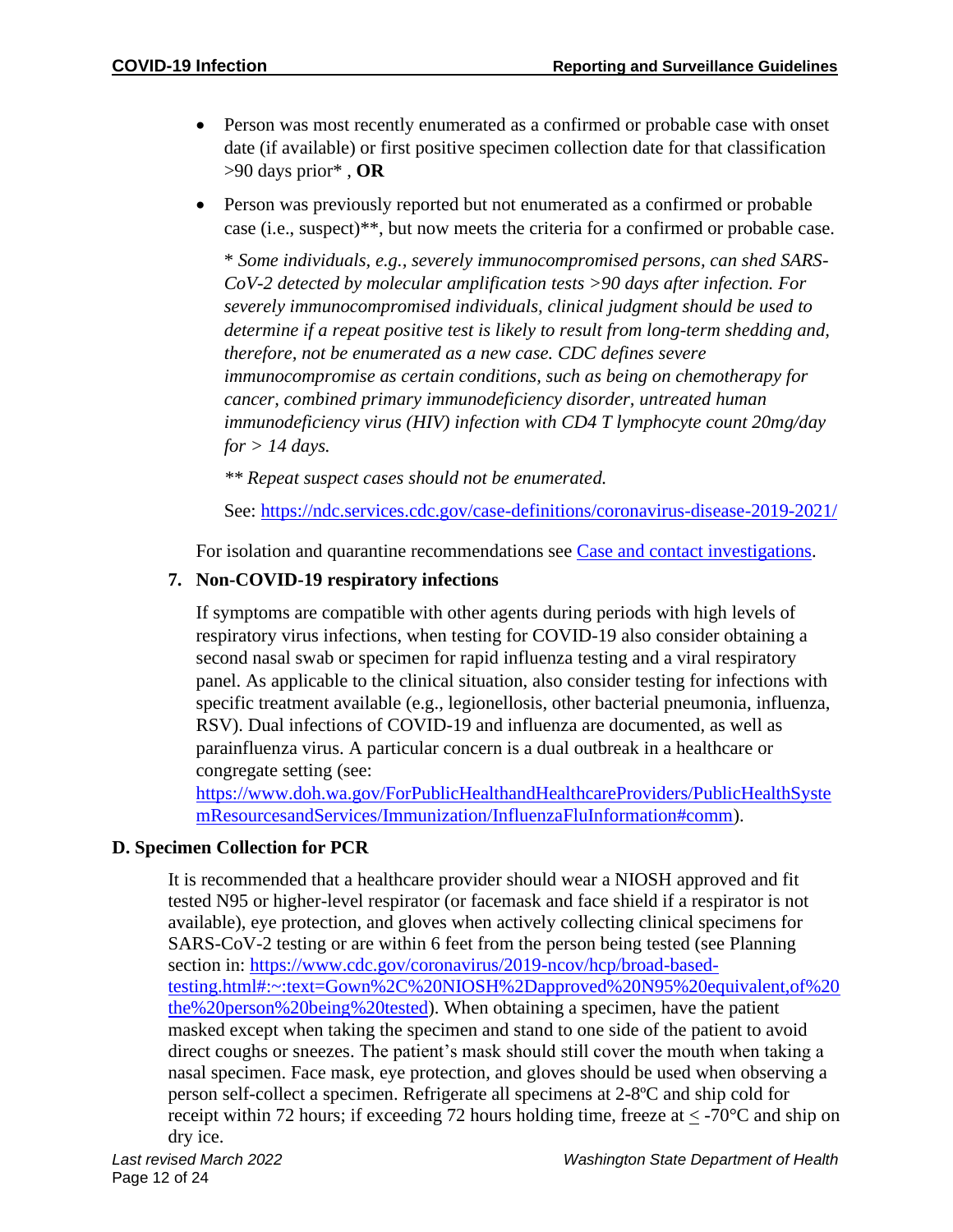- Person was most recently enumerated as a confirmed or probable case with onset date (if available) or first positive specimen collection date for that classification >90 days prior* , **OR**
- Person was previously reported but not enumerated as a confirmed or probable case (i.e., suspect)**, but now meets the criteria for a confirmed or probable case.

  *\* Some individuals, e.g., severely immunocompromised persons, can shed SARS-CoV-2 detected by molecular amplification tests >90 days after infection. For severely immunocompromised individuals, clinical judgment should be used to determine if a repeat positive test is likely to result from long-term shedding and, therefore, not be enumerated as a new case. CDC defines severe immunocompromise as certain conditions, such as being on chemotherapy for cancer, combined primary immunodeficiency disorder, untreated human immunodeficiency virus (HIV) infection with CD4 T lymphocyte count 20mg/day for > 14 days.*

  *\*\* Repeat suspect cases should not be enumerated.*

  See: [https://ndc.services.cdc.gov/case-definitions/coronavirus-disease-2019-2021/](https://ndc.services.cdc.gov/case-definitions/coronavirus-disease-2019-2021/)

For isolation and quarantine recommendations see [Case and contact investigations](#).

**7. Non-COVID-19 respiratory infections**

If symptoms are compatible with other agents during periods with high levels of respiratory virus infections, when testing for COVID-19 also consider obtaining a second nasal swab or specimen for rapid influenza testing and a viral respiratory panel. As applicable to the clinical situation, also consider testing for infections with specific treatment available (e.g., legionellosis, other bacterial pneumonia, influenza, RSV). Dual infections of COVID-19 and influenza are documented, as well as parainfluenza virus. A particular concern is a dual outbreak in a healthcare or congregate setting (see: [https://www.doh.wa.gov/ForPublicHealthandHealthcareProviders/PublicHealthSystemResourcesandServices/Immunization/InfluenzaFluInformation#comm](https://www.doh.wa.gov/ForPublicHealthandHealthcareProviders/PublicHealthSystemResourcesandServices/Immunization/InfluenzaFluInformation#comm)).

## D. Specimen Collection for PCR

It is recommended that a healthcare provider should wear a NIOSH approved and fit tested N95 or higher-level respirator (or facemask and face shield if a respirator is not available), eye protection, and gloves when actively collecting clinical specimens for SARS-CoV-2 testing or are within 6 feet from the person being tested (see Planning section in: [https://www.cdc.gov/coronavirus/2019-ncov/hcp/broad-based-testing.html#:~:text=Gown%2C%20NIOSH%2Dapproved%20N95%20equivalent,of%20the%20person%20being%20tested](https://www.cdc.gov/coronavirus/2019-ncov/hcp/broad-based-testing.html#:~:text=Gown%2C%20NIOSH%2Dapproved%20N95%20equivalent,of%20the%20person%20being%20tested)). When obtaining a specimen, have the patient masked except when taking the specimen and stand to one side of the patient to avoid direct coughs or sneezes. The patient's mask should still cover the mouth when taking a nasal specimen. Face mask, eye protection, and gloves should be used when observing a person self-collect a specimen. Refrigerate all specimens at 2-8ºC and ship cold for receipt within 72 hours; if exceeding 72 hours holding time, freeze at $\leq$ -70°C and ship on dry ice.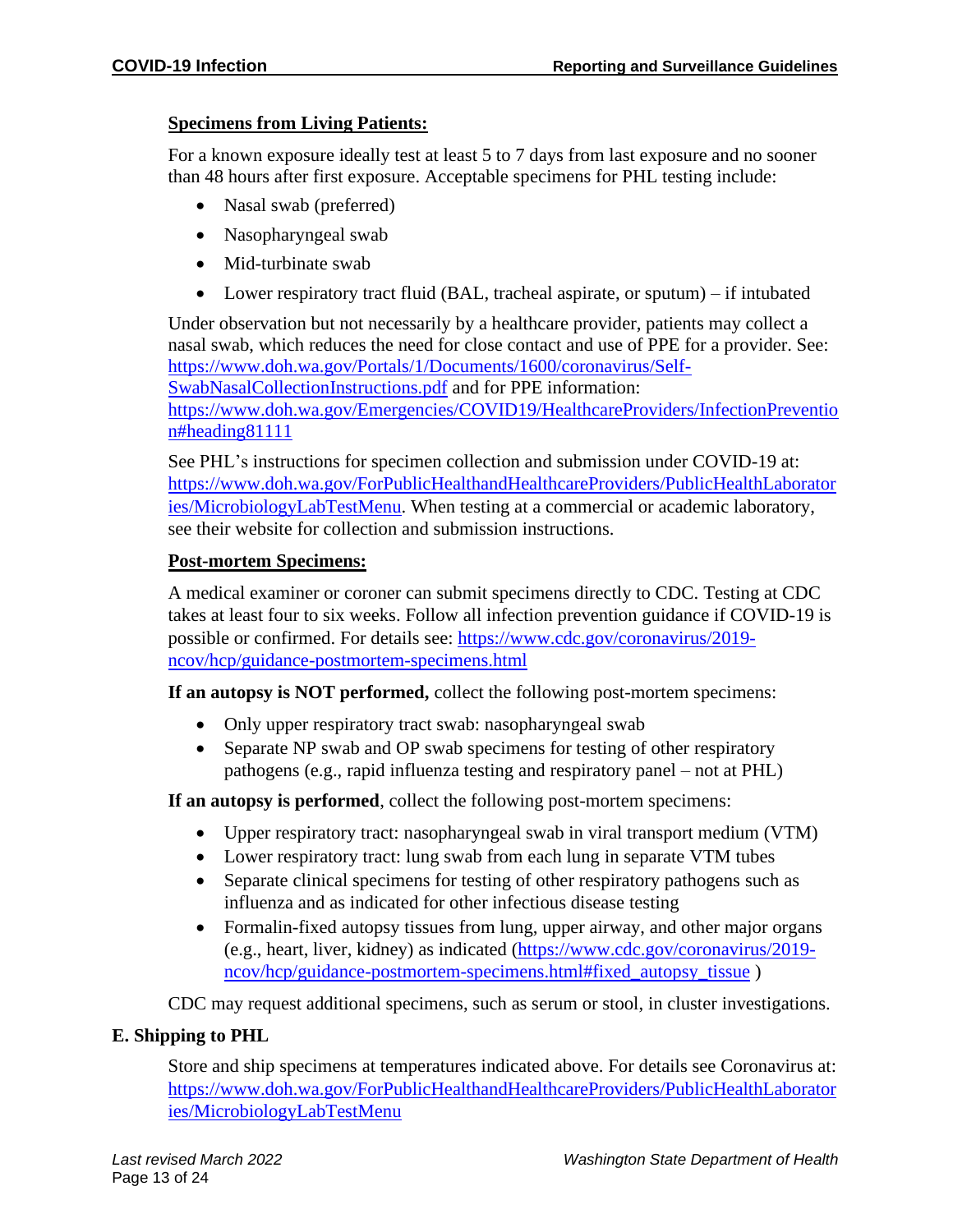**<u>Specimens from Living Patients:</u>**

For a known exposure ideally test at least 5 to 7 days from last exposure and no sooner than 48 hours after first exposure. Acceptable specimens for PHL testing include:

- Nasal swab (preferred)
- Nasopharyngeal swab
- Mid-turbinate swab
- Lower respiratory tract fluid (BAL, tracheal aspirate, or sputum) – if intubated

Under observation but not necessarily by a healthcare provider, patients may collect a nasal swab, which reduces the need for close contact and use of PPE for a provider. See: https://www.doh.wa.gov/Portals/1/Documents/1600/coronavirus/Self-SwabNasalCollectionInstructions.pdf and for PPE information: https://www.doh.wa.gov/Emergencies/COVID19/HealthcareProviders/InfectionPrevention#heading81111

See PHL's instructions for specimen collection and submission under COVID-19 at: https://www.doh.wa.gov/ForPublicHealthandHealthcareProviders/PublicHealthLaboratories/MicrobiologyLabTestMenu. When testing at a commercial or academic laboratory, see their website for collection and submission instructions.

**<u>Post-mortem Specimens:</u>**

A medical examiner or coroner can submit specimens directly to CDC. Testing at CDC takes at least four to six weeks. Follow all infection prevention guidance if COVID-19 is possible or confirmed. For details see: https://www.cdc.gov/coronavirus/2019-ncov/hcp/guidance-postmortem-specimens.html

**If an autopsy is NOT performed,** collect the following post-mortem specimens:

- Only upper respiratory tract swab: nasopharyngeal swab
- Separate NP swab and OP swab specimens for testing of other respiratory pathogens (e.g., rapid influenza testing and respiratory panel – not at PHL)

**If an autopsy is performed**, collect the following post-mortem specimens:

- Upper respiratory tract: nasopharyngeal swab in viral transport medium (VTM)
- Lower respiratory tract: lung swab from each lung in separate VTM tubes
- Separate clinical specimens for testing of other respiratory pathogens such as influenza and as indicated for other infectious disease testing
- Formalin-fixed autopsy tissues from lung, upper airway, and other major organs (e.g., heart, liver, kidney) as indicated (https://www.cdc.gov/coronavirus/2019-ncov/hcp/guidance-postmortem-specimens.html#fixed_autopsy_tissue )

CDC may request additional specimens, such as serum or stool, in cluster investigations.

## E. Shipping to PHL

Store and ship specimens at temperatures indicated above. For details see Coronavirus at: https://www.doh.wa.gov/ForPublicHealthandHealthcareProviders/PublicHealthLaboratories/MicrobiologyLabTestMenu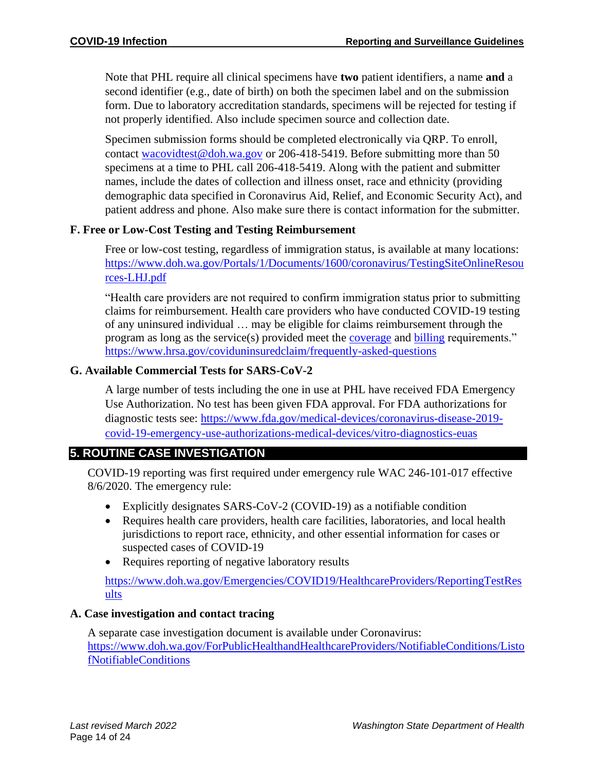Note that PHL require all clinical specimens have **two** patient identifiers, a name **and** a second identifier (e.g., date of birth) on both the specimen label and on the submission form. Due to laboratory accreditation standards, specimens will be rejected for testing if not properly identified. Also include specimen source and collection date.

Specimen submission forms should be completed electronically via QRP. To enroll, contact wacovidtest@doh.wa.gov or 206-418-5419. Before submitting more than 50 specimens at a time to PHL call 206-418-5419. Along with the patient and submitter names, include the dates of collection and illness onset, race and ethnicity (providing demographic data specified in Coronavirus Aid, Relief, and Economic Security Act), and patient address and phone. Also make sure there is contact information for the submitter.

### F. Free or Low-Cost Testing and Testing Reimbursement

Free or low-cost testing, regardless of immigration status, is available at many locations: https://www.doh.wa.gov/Portals/1/Documents/1600/coronavirus/TestingSiteOnlineResources-LHJ.pdf

"Health care providers are not required to confirm immigration status prior to submitting claims for reimbursement. Health care providers who have conducted COVID-19 testing of any uninsured individual … may be eligible for claims reimbursement through the program as long as the service(s) provided meet the coverage and billing requirements." https://www.hrsa.gov/coviduninsuredclaim/frequently-asked-questions

### G. Available Commercial Tests for SARS-CoV-2

A large number of tests including the one in use at PHL have received FDA Emergency Use Authorization. No test has been given FDA approval. For FDA authorizations for diagnostic tests see: https://www.fda.gov/medical-devices/coronavirus-disease-2019-covid-19-emergency-use-authorizations-medical-devices/vitro-diagnostics-euas

## 5. ROUTINE CASE INVESTIGATION

COVID-19 reporting was first required under emergency rule WAC 246-101-017 effective 8/6/2020. The emergency rule:

- Explicitly designates SARS-CoV-2 (COVID-19) as a notifiable condition
- Requires health care providers, health care facilities, laboratories, and local health jurisdictions to report race, ethnicity, and other essential information for cases or suspected cases of COVID-19
- Requires reporting of negative laboratory results

https://www.doh.wa.gov/Emergencies/COVID19/HealthcareProviders/ReportingTestResults

### A. Case investigation and contact tracing

A separate case investigation document is available under Coronavirus: https://www.doh.wa.gov/ForPublicHealthandHealthcareProviders/NotifiableConditions/ListofNotifiableConditions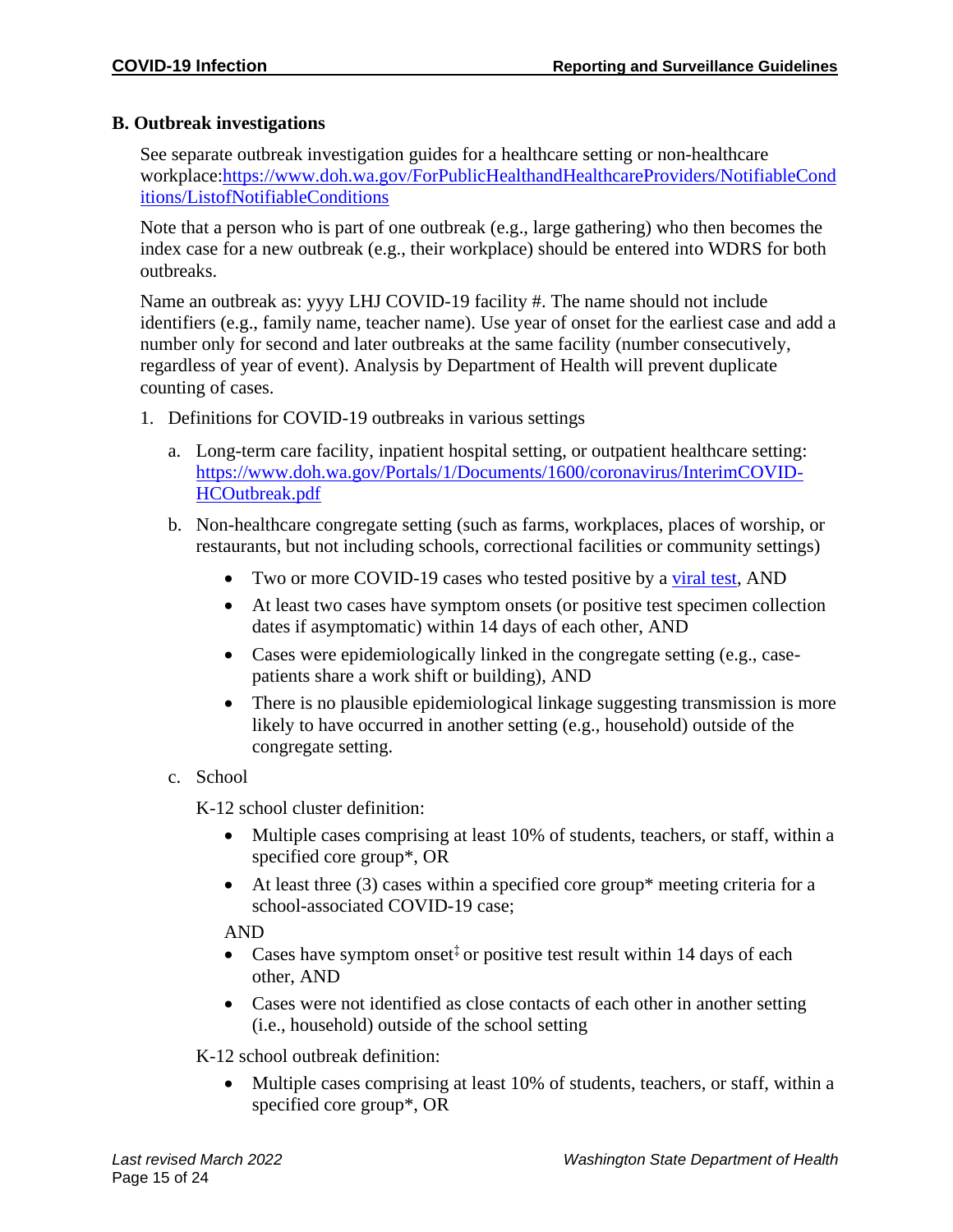### B. Outbreak investigations

See separate outbreak investigation guides for a healthcare setting or non-healthcare workplace:[https://www.doh.wa.gov/ForPublicHealthandHealthcareProviders/NotifiableConditions/ListofNotifiableConditions](https://www.doh.wa.gov/ForPublicHealthandHealthcareProviders/NotifiableConditions/ListofNotifiableConditions)

Note that a person who is part of one outbreak (e.g., large gathering) who then becomes the index case for a new outbreak (e.g., their workplace) should be entered into WDRS for both outbreaks.

Name an outbreak as: yyyy LHJ COVID-19 facility #. The name should not include identifiers (e.g., family name, teacher name). Use year of onset for the earliest case and add a number only for second and later outbreaks at the same facility (number consecutively, regardless of year of event). Analysis by Department of Health will prevent duplicate counting of cases.

1. Definitions for COVID-19 outbreaks in various settings

   a. Long-term care facility, inpatient hospital setting, or outpatient healthcare setting: [https://www.doh.wa.gov/Portals/1/Documents/1600/coronavirus/InterimCOVID-HCOutbreak.pdf](https://www.doh.wa.gov/Portals/1/Documents/1600/coronavirus/InterimCOVID-HCOutbreak.pdf)

   b. Non-healthcare congregate setting (such as farms, workplaces, places of worship, or restaurants, but not including schools, correctional facilities or community settings)

      - Two or more COVID-19 cases who tested positive by a viral test, AND
      - At least two cases have symptom onsets (or positive test specimen collection dates if asymptomatic) within 14 days of each other, AND
      - Cases were epidemiologically linked in the congregate setting (e.g., case-patients share a work shift or building), AND
      - There is no plausible epidemiological linkage suggesting transmission is more likely to have occurred in another setting (e.g., household) outside of the congregate setting.

   c. School

      K-12 school cluster definition:

      - Multiple cases comprising at least 10% of students, teachers, or staff, within a specified core group*, OR
      - At least three (3) cases within a specified core group* meeting criteria for a school-associated COVID-19 case;

      AND

      - Cases have symptom onset‡ or positive test result within 14 days of each other, AND
      - Cases were not identified as close contacts of each other in another setting (i.e., household) outside of the school setting

      K-12 school outbreak definition:

      - Multiple cases comprising at least 10% of students, teachers, or staff, within a specified core group*, OR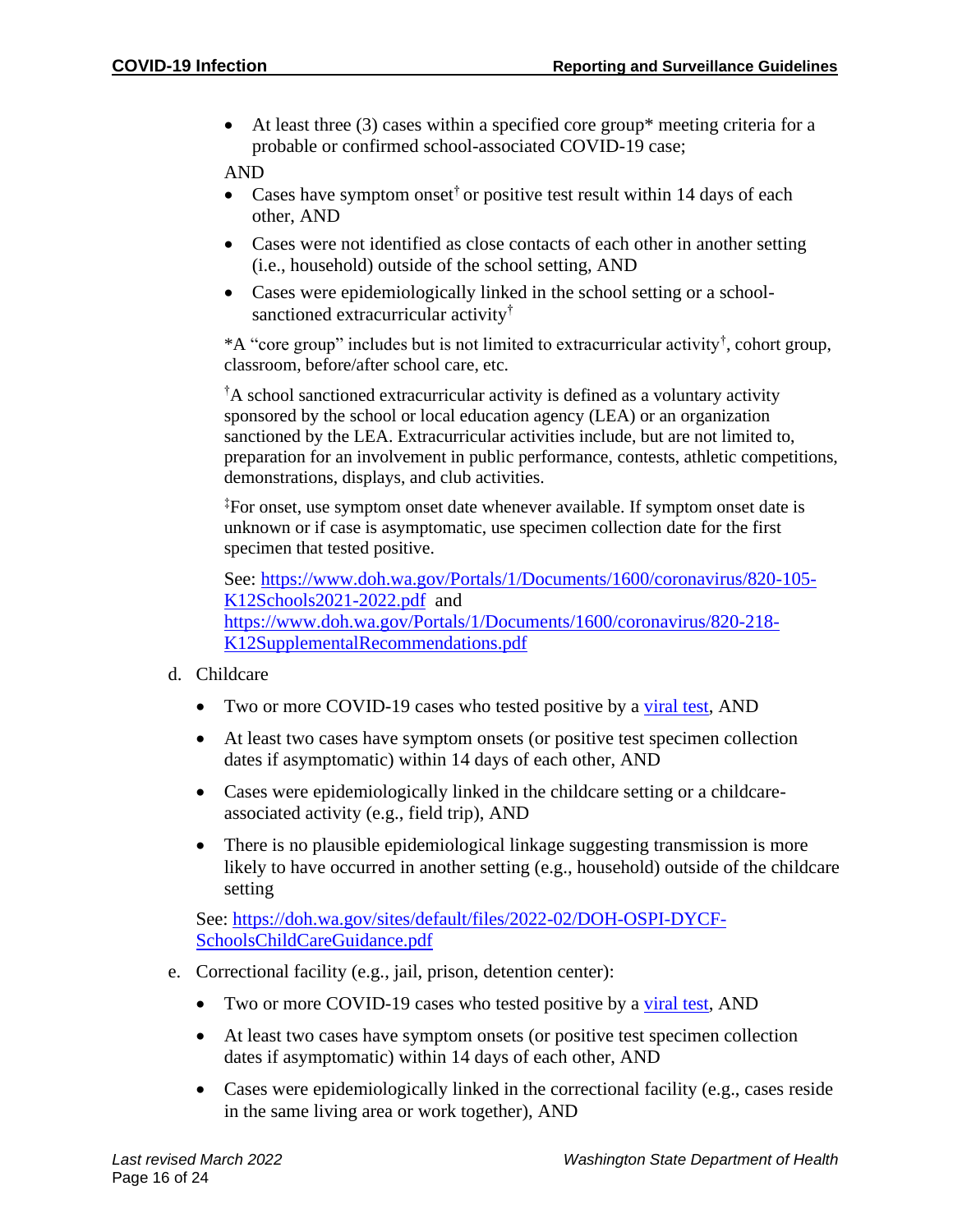- At least three (3) cases within a specified core group* meeting criteria for a probable or confirmed school-associated COVID-19 case;

AND

- Cases have symptom onset† or positive test result within 14 days of each other, AND
- Cases were not identified as close contacts of each other in another setting (i.e., household) outside of the school setting, AND
- Cases were epidemiologically linked in the school setting or a school-sanctioned extracurricular activity†

*A "core group" includes but is not limited to extracurricular activity†, cohort group, classroom, before/after school care, etc.

†A school sanctioned extracurricular activity is defined as a voluntary activity sponsored by the school or local education agency (LEA) or an organization sanctioned by the LEA. Extracurricular activities include, but are not limited to, preparation for an involvement in public performance, contests, athletic competitions, demonstrations, displays, and club activities.

‡For onset, use symptom onset date whenever available. If symptom onset date is unknown or if case is asymptomatic, use specimen collection date for the first specimen that tested positive.

See: [https://www.doh.wa.gov/Portals/1/Documents/1600/coronavirus/820-105-K12Schools2021-2022.pdf](https://www.doh.wa.gov/Portals/1/Documents/1600/coronavirus/820-105-K12Schools2021-2022.pdf) and [https://www.doh.wa.gov/Portals/1/Documents/1600/coronavirus/820-218-K12SupplementalRecommendations.pdf](https://www.doh.wa.gov/Portals/1/Documents/1600/coronavirus/820-218-K12SupplementalRecommendations.pdf)

d. Childcare

- Two or more COVID-19 cases who tested positive by a viral test, AND
- At least two cases have symptom onsets (or positive test specimen collection dates if asymptomatic) within 14 days of each other, AND
- Cases were epidemiologically linked in the childcare setting or a childcare-associated activity (e.g., field trip), AND
- There is no plausible epidemiological linkage suggesting transmission is more likely to have occurred in another setting (e.g., household) outside of the childcare setting

See: [https://doh.wa.gov/sites/default/files/2022-02/DOH-OSPI-DYCF-SchoolsChildCareGuidance.pdf](https://doh.wa.gov/sites/default/files/2022-02/DOH-OSPI-DYCF-SchoolsChildCareGuidance.pdf)

e. Correctional facility (e.g., jail, prison, detention center):

- Two or more COVID-19 cases who tested positive by a viral test, AND
- At least two cases have symptom onsets (or positive test specimen collection dates if asymptomatic) within 14 days of each other, AND
- Cases were epidemiologically linked in the correctional facility (e.g., cases reside in the same living area or work together), AND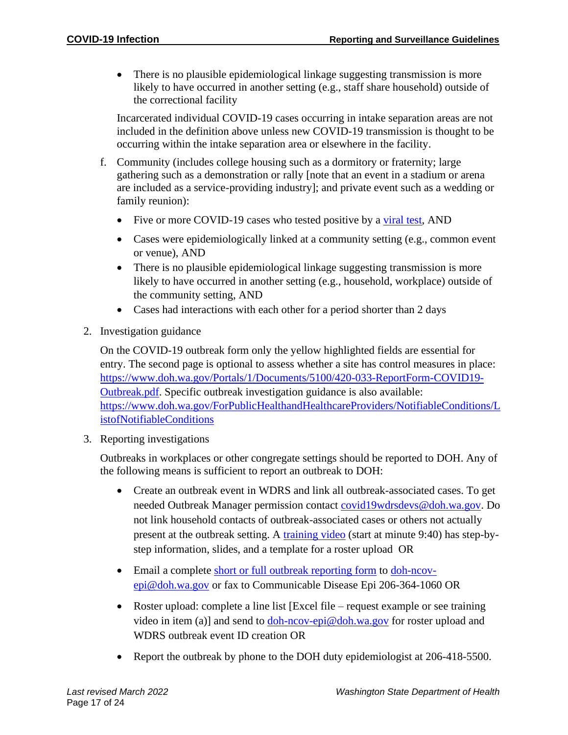- There is no plausible epidemiological linkage suggesting transmission is more likely to have occurred in another setting (e.g., staff share household) outside of the correctional facility

Incarcerated individual COVID-19 cases occurring in intake separation areas are not included in the definition above unless new COVID-19 transmission is thought to be occurring within the intake separation area or elsewhere in the facility.

f. Community (includes college housing such as a dormitory or fraternity; large gathering such as a demonstration or rally [note that an event in a stadium or arena are included as a service-providing industry]; and private event such as a wedding or family reunion):

- Five or more COVID-19 cases who tested positive by a [viral test](), AND
- Cases were epidemiologically linked at a community setting (e.g., common event or venue), AND
- There is no plausible epidemiological linkage suggesting transmission is more likely to have occurred in another setting (e.g., household, workplace) outside of the community setting, AND
- Cases had interactions with each other for a period shorter than 2 days

2. Investigation guidance

On the COVID-19 outbreak form only the yellow highlighted fields are essential for entry. The second page is optional to assess whether a site has control measures in place: [https://www.doh.wa.gov/Portals/1/Documents/5100/420-033-ReportForm-COVID19-Outbreak.pdf](https://www.doh.wa.gov/Portals/1/Documents/5100/420-033-ReportForm-COVID19-Outbreak.pdf). Specific outbreak investigation guidance is also available: [https://www.doh.wa.gov/ForPublicHealthandHealthcareProviders/NotifiableConditions/ListofNotifiableConditions](https://www.doh.wa.gov/ForPublicHealthandHealthcareProviders/NotifiableConditions/ListofNotifiableConditions)

3. Reporting investigations

Outbreaks in workplaces or other congregate settings should be reported to DOH. Any of the following means is sufficient to report an outbreak to DOH:

- Create an outbreak event in WDRS and link all outbreak-associated cases. To get needed Outbreak Manager permission contact [covid19wdrsdevs@doh.wa.gov](mailto:covid19wdrsdevs@doh.wa.gov). Do not link household contacts of outbreak-associated cases or others not actually present at the outbreak setting. A [training video]() (start at minute 9:40) has step-by-step information, slides, and a template for a roster upload OR

- Email a complete [short or full outbreak reporting form]() to [doh-ncov-epi@doh.wa.gov](mailto:doh-ncov-epi@doh.wa.gov) or fax to Communicable Disease Epi 206-364-1060 OR

- Roster upload: complete a line list [Excel file – request example or see training video in item (a)] and send to [doh-ncov-epi@doh.wa.gov](mailto:doh-ncov-epi@doh.wa.gov) for roster upload and WDRS outbreak event ID creation OR

- Report the outbreak by phone to the DOH duty epidemiologist at 206-418-5500.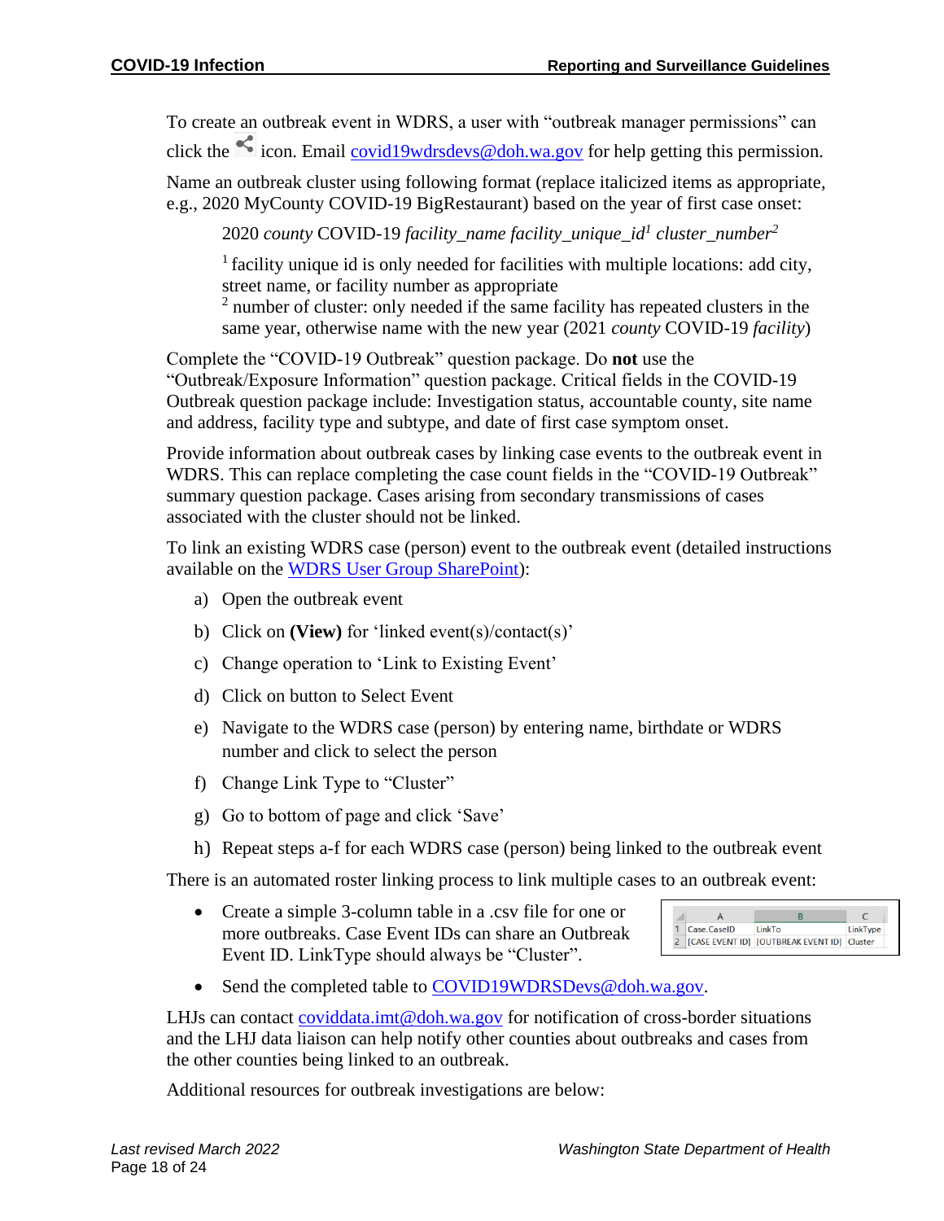To create an outbreak event in WDRS, a user with "outbreak manager permissions" can click the icon. Email covid19wdrsdevs@doh.wa.gov for help getting this permission.

Name an outbreak cluster using following format (replace italicized items as appropriate, e.g., 2020 MyCounty COVID-19 BigRestaurant) based on the year of first case onset:

> 2020 *county* COVID-19 *facility_name facility_unique_id*[1] *cluster_number*[2]
>
> [1] facility unique id is only needed for facilities with multiple locations: add city, street name, or facility number as appropriate
> [2] number of cluster: only needed if the same facility has repeated clusters in the same year, otherwise name with the new year (2021 *county* COVID-19 *facility*)

Complete the "COVID-19 Outbreak" question package. Do **not** use the "Outbreak/Exposure Information" question package. Critical fields in the COVID-19 Outbreak question package include: Investigation status, accountable county, site name and address, facility type and subtype, and date of first case symptom onset.

Provide information about outbreak cases by linking case events to the outbreak event in WDRS. This can replace completing the case count fields in the "COVID-19 Outbreak" summary question package. Cases arising from secondary transmissions of cases associated with the cluster should not be linked.

To link an existing WDRS case (person) event to the outbreak event (detailed instructions available on the WDRS User Group SharePoint):

a) Open the outbreak event
b) Click on **(View)** for 'linked event(s)/contact(s)'
c) Change operation to 'Link to Existing Event'
d) Click on button to Select Event
e) Navigate to the WDRS case (person) by entering name, birthdate or WDRS number and click to select the person
f) Change Link Type to "Cluster"
g) Go to bottom of page and click 'Save'
h) Repeat steps a-f for each WDRS case (person) being linked to the outbreak event

There is an automated roster linking process to link multiple cases to an outbreak event:

- Create a simple 3-column table in a .csv file for one or more outbreaks. Case Event IDs can share an Outbreak Event ID. LinkType should always be "Cluster".

|   | A | B | C |
|---|---|---|---|
| 1 | Case.CaseID | LinkTo | LinkType |
| 2 | [CASE EVENT ID] | [OUTBREAK EVENT ID] | Cluster |

- Send the completed table to COVID19WDRSDevs@doh.wa.gov.

LHJs can contact coviddata.imt@doh.wa.gov for notification of cross-border situations and the LHJ data liaison can help notify other counties about outbreaks and cases from the other counties being linked to an outbreak.

Additional resources for outbreak investigations are below: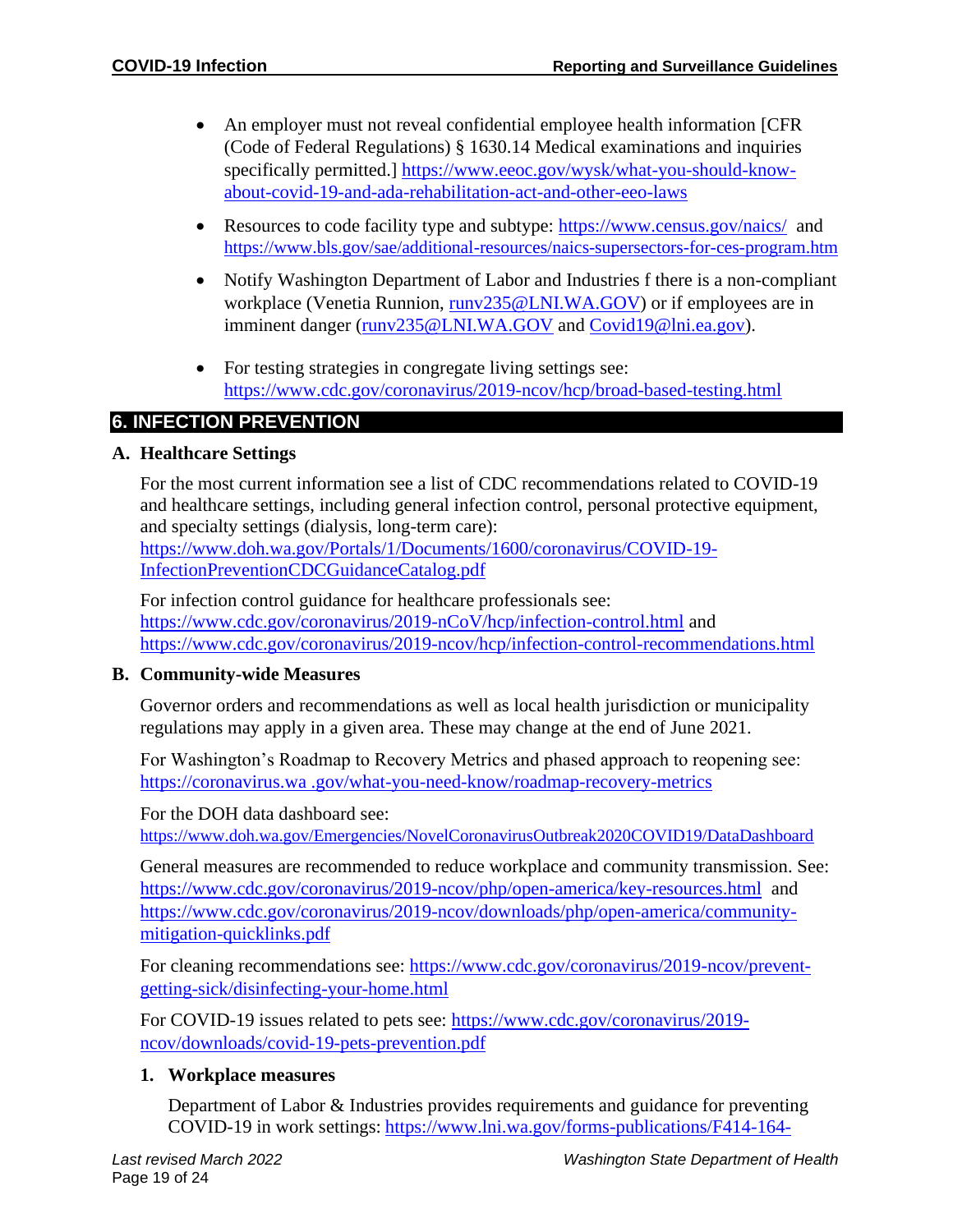- An employer must not reveal confidential employee health information [CFR (Code of Federal Regulations) § 1630.14 Medical examinations and inquiries specifically permitted.] https://www.eeoc.gov/wysk/what-you-should-know-about-covid-19-and-ada-rehabilitation-act-and-other-eeo-laws

- Resources to code facility type and subtype: https://www.census.gov/naics/ and https://www.bls.gov/sae/additional-resources/naics-supersectors-for-ces-program.htm

- Notify Washington Department of Labor and Industries f there is a non-compliant workplace (Venetia Runnion, runv235@LNI.WA.GOV) or if employees are in imminent danger (runv235@LNI.WA.GOV and Covid19@lni.ea.gov).

- For testing strategies in congregate living settings see: https://www.cdc.gov/coronavirus/2019-ncov/hcp/broad-based-testing.html

## 6. INFECTION PREVENTION

### A. Healthcare Settings

For the most current information see a list of CDC recommendations related to COVID-19 and healthcare settings, including general infection control, personal protective equipment, and specialty settings (dialysis, long-term care): https://www.doh.wa.gov/Portals/1/Documents/1600/coronavirus/COVID-19-InfectionPreventionCDCGuidanceCatalog.pdf

For infection control guidance for healthcare professionals see: https://www.cdc.gov/coronavirus/2019-nCoV/hcp/infection-control.html and https://www.cdc.gov/coronavirus/2019-ncov/hcp/infection-control-recommendations.html

### B. Community-wide Measures

Governor orders and recommendations as well as local health jurisdiction or municipality regulations may apply in a given area. These may change at the end of June 2021.

For Washington's Roadmap to Recovery Metrics and phased approach to reopening see: https://coronavirus.wa .gov/what-you-need-know/roadmap-recovery-metrics

For the DOH data dashboard see: https://www.doh.wa.gov/Emergencies/NovelCoronavirusOutbreak2020COVID19/DataDashboard

General measures are recommended to reduce workplace and community transmission. See: https://www.cdc.gov/coronavirus/2019-ncov/php/open-america/key-resources.html and https://www.cdc.gov/coronavirus/2019-ncov/downloads/php/open-america/community-mitigation-quicklinks.pdf

For cleaning recommendations see: https://www.cdc.gov/coronavirus/2019-ncov/prevent-getting-sick/disinfecting-your-home.html

For COVID-19 issues related to pets see: https://www.cdc.gov/coronavirus/2019-ncov/downloads/covid-19-pets-prevention.pdf

#### 1. Workplace measures

Department of Labor & Industries provides requirements and guidance for preventing COVID-19 in work settings: https://www.lni.wa.gov/forms-publications/F414-164-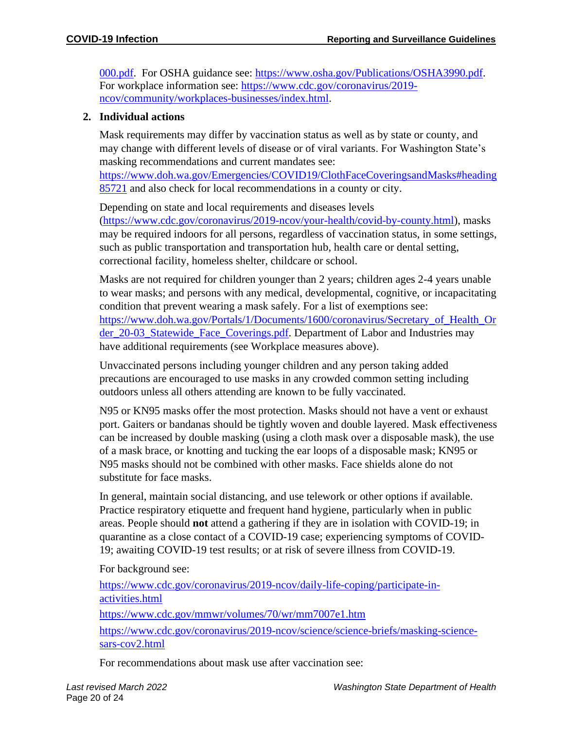000.pdf. For OSHA guidance see: https://www.osha.gov/Publications/OSHA3990.pdf. For workplace information see: https://www.cdc.gov/coronavirus/2019-ncov/community/workplaces-businesses/index.html.

**2. Individual actions**

Mask requirements may differ by vaccination status as well as by state or county, and may change with different levels of disease or of viral variants. For Washington State's masking recommendations and current mandates see: https://www.doh.wa.gov/Emergencies/COVID19/ClothFaceCoveringsandMasks#heading85721 and also check for local recommendations in a county or city.

Depending on state and local requirements and diseases levels (https://www.cdc.gov/coronavirus/2019-ncov/your-health/covid-by-county.html), masks may be required indoors for all persons, regardless of vaccination status, in some settings, such as public transportation and transportation hub, health care or dental setting, correctional facility, homeless shelter, childcare or school.

Masks are not required for children younger than 2 years; children ages 2-4 years unable to wear masks; and persons with any medical, developmental, cognitive, or incapacitating condition that prevent wearing a mask safely. For a list of exemptions see: https://www.doh.wa.gov/Portals/1/Documents/1600/coronavirus/Secretary_of_Health_Order_20-03_Statewide_Face_Coverings.pdf. Department of Labor and Industries may have additional requirements (see Workplace measures above).

Unvaccinated persons including younger children and any person taking added precautions are encouraged to use masks in any crowded common setting including outdoors unless all others attending are known to be fully vaccinated.

N95 or KN95 masks offer the most protection. Masks should not have a vent or exhaust port. Gaiters or bandanas should be tightly woven and double layered. Mask effectiveness can be increased by double masking (using a cloth mask over a disposable mask), the use of a mask brace, or knotting and tucking the ear loops of a disposable mask; KN95 or N95 masks should not be combined with other masks. Face shields alone do not substitute for face masks.

In general, maintain social distancing, and use telework or other options if available. Practice respiratory etiquette and frequent hand hygiene, particularly when in public areas. People should **not** attend a gathering if they are in isolation with COVID-19; in quarantine as a close contact of a COVID-19 case; experiencing symptoms of COVID-19; awaiting COVID-19 test results; or at risk of severe illness from COVID-19.

For background see:

https://www.cdc.gov/coronavirus/2019-ncov/daily-life-coping/participate-in-activities.html

https://www.cdc.gov/mmwr/volumes/70/wr/mm7007e1.htm

https://www.cdc.gov/coronavirus/2019-ncov/science/science-briefs/masking-science-sars-cov2.html

For recommendations about mask use after vaccination see: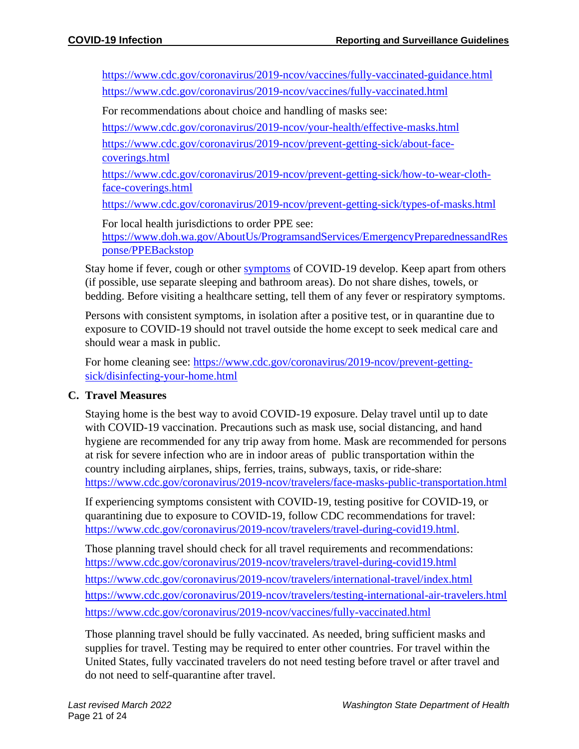https://www.cdc.gov/coronavirus/2019-ncov/vaccines/fully-vaccinated-guidance.html
https://www.cdc.gov/coronavirus/2019-ncov/vaccines/fully-vaccinated.html

For recommendations about choice and handling of masks see:

https://www.cdc.gov/coronavirus/2019-ncov/your-health/effective-masks.html

https://www.cdc.gov/coronavirus/2019-ncov/prevent-getting-sick/about-face-coverings.html

https://www.cdc.gov/coronavirus/2019-ncov/prevent-getting-sick/how-to-wear-cloth-face-coverings.html

https://www.cdc.gov/coronavirus/2019-ncov/prevent-getting-sick/types-of-masks.html

For local health jurisdictions to order PPE see:
https://www.doh.wa.gov/AboutUs/ProgramsandServices/EmergencyPreparednessandResponse/PPEBackstop

Stay home if fever, cough or other symptoms of COVID-19 develop. Keep apart from others (if possible, use separate sleeping and bathroom areas). Do not share dishes, towels, or bedding. Before visiting a healthcare setting, tell them of any fever or respiratory symptoms.

Persons with consistent symptoms, in isolation after a positive test, or in quarantine due to exposure to COVID-19 should not travel outside the home except to seek medical care and should wear a mask in public.

For home cleaning see: https://www.cdc.gov/coronavirus/2019-ncov/prevent-getting-sick/disinfecting-your-home.html

## C. Travel Measures

Staying home is the best way to avoid COVID-19 exposure. Delay travel until up to date with COVID-19 vaccination. Precautions such as mask use, social distancing, and hand hygiene are recommended for any trip away from home. Mask are recommended for persons at risk for severe infection who are in indoor areas of public transportation within the country including airplanes, ships, ferries, trains, subways, taxis, or ride-share:
https://www.cdc.gov/coronavirus/2019-ncov/travelers/face-masks-public-transportation.html

If experiencing symptoms consistent with COVID-19, testing positive for COVID-19, or quarantining due to exposure to COVID-19, follow CDC recommendations for travel:
https://www.cdc.gov/coronavirus/2019-ncov/travelers/travel-during-covid19.html.

Those planning travel should check for all travel requirements and recommendations:
https://www.cdc.gov/coronavirus/2019-ncov/travelers/travel-during-covid19.html

https://www.cdc.gov/coronavirus/2019-ncov/travelers/international-travel/index.html

https://www.cdc.gov/coronavirus/2019-ncov/travelers/testing-international-air-travelers.html

https://www.cdc.gov/coronavirus/2019-ncov/vaccines/fully-vaccinated.html

Those planning travel should be fully vaccinated. As needed, bring sufficient masks and supplies for travel. Testing may be required to enter other countries. For travel within the United States, fully vaccinated travelers do not need testing before travel or after travel and do not need to self-quarantine after travel.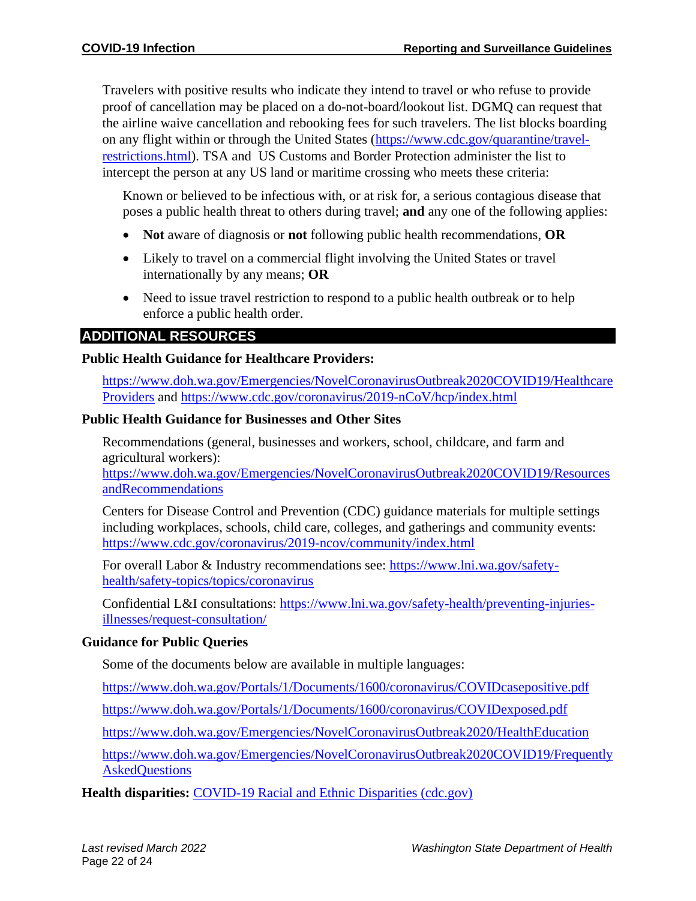Travelers with positive results who indicate they intend to travel or who refuse to provide proof of cancellation may be placed on a do-not-board/lookout list. DGMQ can request that the airline waive cancellation and rebooking fees for such travelers. The list blocks boarding on any flight within or through the United States (https://www.cdc.gov/quarantine/travel-restrictions.html). TSA and US Customs and Border Protection administer the list to intercept the person at any US land or maritime crossing who meets these criteria:

> Known or believed to be infectious with, or at risk for, a serious contagious disease that poses a public health threat to others during travel; **and** any one of the following applies:
>
> - **Not** aware of diagnosis or **not** following public health recommendations, **OR**
> - Likely to travel on a commercial flight involving the United States or travel internationally by any means; **OR**
> - Need to issue travel restriction to respond to a public health outbreak or to help enforce a public health order.

## ADDITIONAL RESOURCES

**Public Health Guidance for Healthcare Providers:**

https://www.doh.wa.gov/Emergencies/NovelCoronavirusOutbreak2020COVID19/HealthcareProviders and https://www.cdc.gov/coronavirus/2019-nCoV/hcp/index.html

**Public Health Guidance for Businesses and Other Sites**

Recommendations (general, businesses and workers, school, childcare, and farm and agricultural workers): https://www.doh.wa.gov/Emergencies/NovelCoronavirusOutbreak2020COVID19/ResourcesandRecommendations

Centers for Disease Control and Prevention (CDC) guidance materials for multiple settings including workplaces, schools, child care, colleges, and gatherings and community events: https://www.cdc.gov/coronavirus/2019-ncov/community/index.html

For overall Labor & Industry recommendations see: https://www.lni.wa.gov/safety-health/safety-topics/topics/coronavirus

Confidential L&I consultations: https://www.lni.wa.gov/safety-health/preventing-injuries-illnesses/request-consultation/

**Guidance for Public Queries**

Some of the documents below are available in multiple languages:

https://www.doh.wa.gov/Portals/1/Documents/1600/coronavirus/COVIDcasepositive.pdf

https://www.doh.wa.gov/Portals/1/Documents/1600/coronavirus/COVIDexposed.pdf

https://www.doh.wa.gov/Emergencies/NovelCoronavirusOutbreak2020/HealthEducation

https://www.doh.wa.gov/Emergencies/NovelCoronavirusOutbreak2020COVID19/FrequentlyAskedQuestions

**Health disparities:** COVID-19 Racial and Ethnic Disparities (cdc.gov)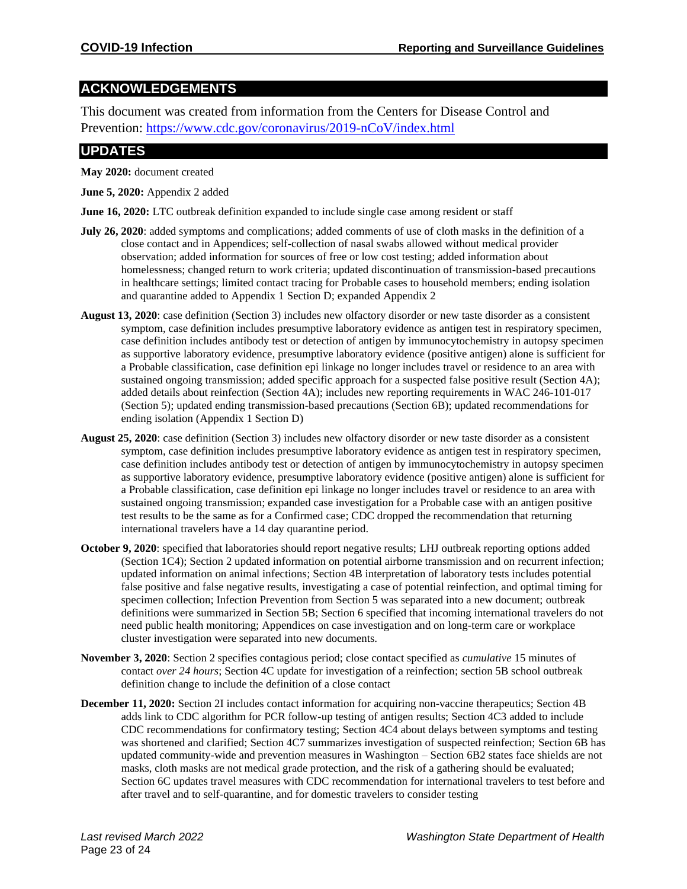## ACKNOWLEDGEMENTS

This document was created from information from the Centers for Disease Control and Prevention: https://www.cdc.gov/coronavirus/2019-nCoV/index.html

## UPDATES

**May 2020:** document created

**June 5, 2020:** Appendix 2 added

**June 16, 2020:** LTC outbreak definition expanded to include single case among resident or staff

**July 26, 2020**: added symptoms and complications; added comments of use of cloth masks in the definition of a close contact and in Appendices; self-collection of nasal swabs allowed without medical provider observation; added information for sources of free or low cost testing; added information about homelessness; changed return to work criteria; updated discontinuation of transmission-based precautions in healthcare settings; limited contact tracing for Probable cases to household members; ending isolation and quarantine added to Appendix 1 Section D; expanded Appendix 2

**August 13, 2020**: case definition (Section 3) includes new olfactory disorder or new taste disorder as a consistent symptom, case definition includes presumptive laboratory evidence as antigen test in respiratory specimen, case definition includes antibody test or detection of antigen by immunocytochemistry in autopsy specimen as supportive laboratory evidence, presumptive laboratory evidence (positive antigen) alone is sufficient for a Probable classification, case definition epi linkage no longer includes travel or residence to an area with sustained ongoing transmission; added specific approach for a suspected false positive result (Section 4A); added details about reinfection (Section 4A); includes new reporting requirements in WAC 246-101-017 (Section 5); updated ending transmission-based precautions (Section 6B); updated recommendations for ending isolation (Appendix 1 Section D)

**August 25, 2020**: case definition (Section 3) includes new olfactory disorder or new taste disorder as a consistent symptom, case definition includes presumptive laboratory evidence as antigen test in respiratory specimen, case definition includes antibody test or detection of antigen by immunocytochemistry in autopsy specimen as supportive laboratory evidence, presumptive laboratory evidence (positive antigen) alone is sufficient for a Probable classification, case definition epi linkage no longer includes travel or residence to an area with sustained ongoing transmission; expanded case investigation for a Probable case with an antigen positive test results to be the same as for a Confirmed case; CDC dropped the recommendation that returning international travelers have a 14 day quarantine period.

**October 9, 2020**: specified that laboratories should report negative results; LHJ outbreak reporting options added (Section 1C4); Section 2 updated information on potential airborne transmission and on recurrent infection; updated information on animal infections; Section 4B interpretation of laboratory tests includes potential false positive and false negative results, investigating a case of potential reinfection, and optimal timing for specimen collection; Infection Prevention from Section 5 was separated into a new document; outbreak definitions were summarized in Section 5B; Section 6 specified that incoming international travelers do not need public health monitoring; Appendices on case investigation and on long-term care or workplace cluster investigation were separated into new documents.

**November 3, 2020**: Section 2 specifies contagious period; close contact specified as *cumulative* 15 minutes of contact *over 24 hours*; Section 4C update for investigation of a reinfection; section 5B school outbreak definition change to include the definition of a close contact

**December 11, 2020:** Section 2I includes contact information for acquiring non-vaccine therapeutics; Section 4B adds link to CDC algorithm for PCR follow-up testing of antigen results; Section 4C3 added to include CDC recommendations for confirmatory testing; Section 4C4 about delays between symptoms and testing was shortened and clarified; Section 4C7 summarizes investigation of suspected reinfection; Section 6B has updated community-wide and prevention measures in Washington – Section 6B2 states face shields are not masks, cloth masks are not medical grade protection, and the risk of a gathering should be evaluated; Section 6C updates travel measures with CDC recommendation for international travelers to test before and after travel and to self-quarantine, and for domestic travelers to consider testing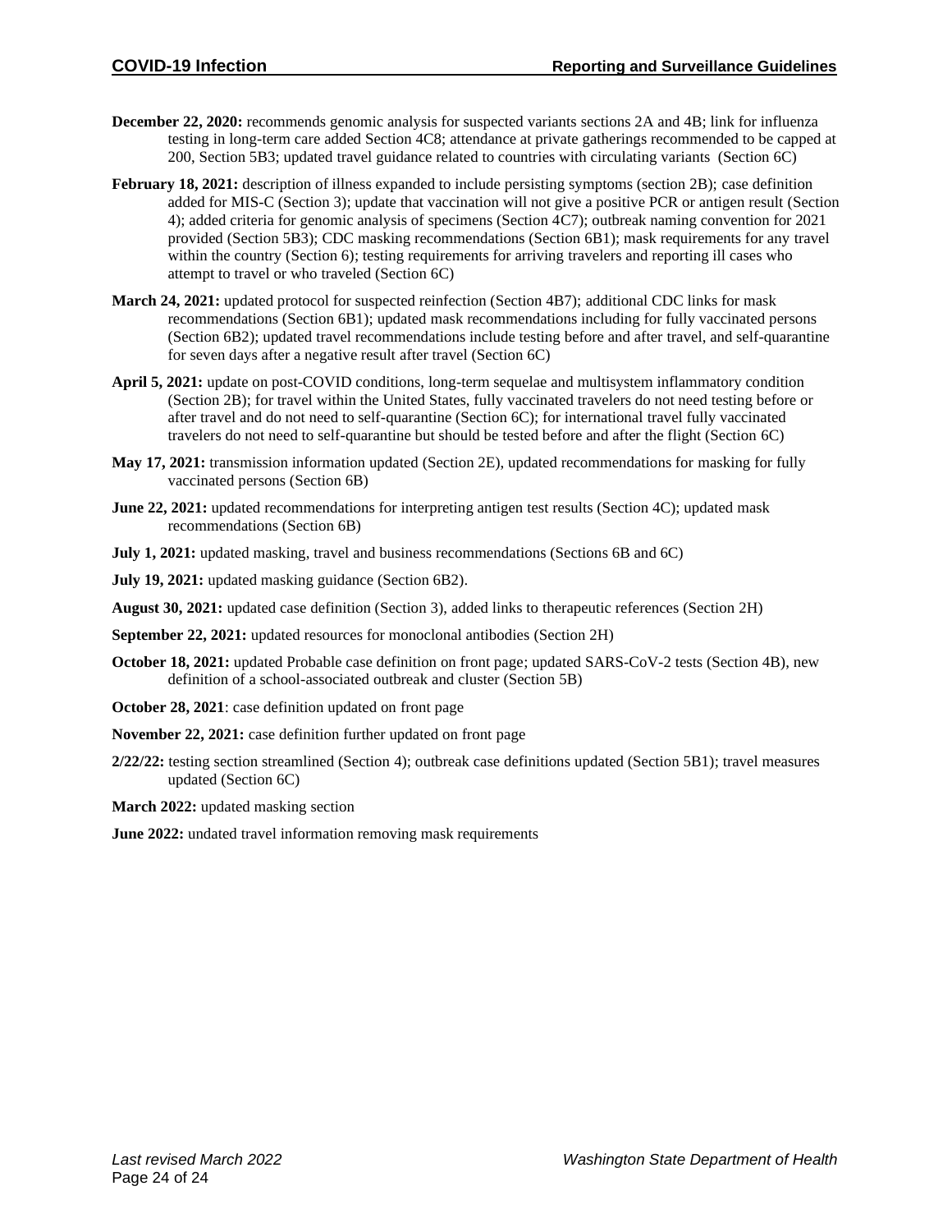**December 22, 2020:** recommends genomic analysis for suspected variants sections 2A and 4B; link for influenza testing in long-term care added Section 4C8; attendance at private gatherings recommended to be capped at 200, Section 5B3; updated travel guidance related to countries with circulating variants (Section 6C)

**February 18, 2021:** description of illness expanded to include persisting symptoms (section 2B); case definition added for MIS-C (Section 3); update that vaccination will not give a positive PCR or antigen result (Section 4); added criteria for genomic analysis of specimens (Section 4C7); outbreak naming convention for 2021 provided (Section 5B3); CDC masking recommendations (Section 6B1); mask requirements for any travel within the country (Section 6); testing requirements for arriving travelers and reporting ill cases who attempt to travel or who traveled (Section 6C)

**March 24, 2021:** updated protocol for suspected reinfection (Section 4B7); additional CDC links for mask recommendations (Section 6B1); updated mask recommendations including for fully vaccinated persons (Section 6B2); updated travel recommendations include testing before and after travel, and self-quarantine for seven days after a negative result after travel (Section 6C)

**April 5, 2021:** update on post-COVID conditions, long-term sequelae and multisystem inflammatory condition (Section 2B); for travel within the United States, fully vaccinated travelers do not need testing before or after travel and do not need to self-quarantine (Section 6C); for international travel fully vaccinated travelers do not need to self-quarantine but should be tested before and after the flight (Section 6C)

**May 17, 2021:** transmission information updated (Section 2E), updated recommendations for masking for fully vaccinated persons (Section 6B)

**June 22, 2021:** updated recommendations for interpreting antigen test results (Section 4C); updated mask recommendations (Section 6B)

**July 1, 2021:** updated masking, travel and business recommendations (Sections 6B and 6C)

**July 19, 2021:** updated masking guidance (Section 6B2).

**August 30, 2021:** updated case definition (Section 3), added links to therapeutic references (Section 2H)

**September 22, 2021:** updated resources for monoclonal antibodies (Section 2H)

**October 18, 2021:** updated Probable case definition on front page; updated SARS-CoV-2 tests (Section 4B), new definition of a school-associated outbreak and cluster (Section 5B)

**October 28, 2021**: case definition updated on front page

**November 22, 2021:** case definition further updated on front page

**2/22/22:** testing section streamlined (Section 4); outbreak case definitions updated (Section 5B1); travel measures updated (Section 6C)

**March 2022:** updated masking section

**June 2022:** undated travel information removing mask requirements